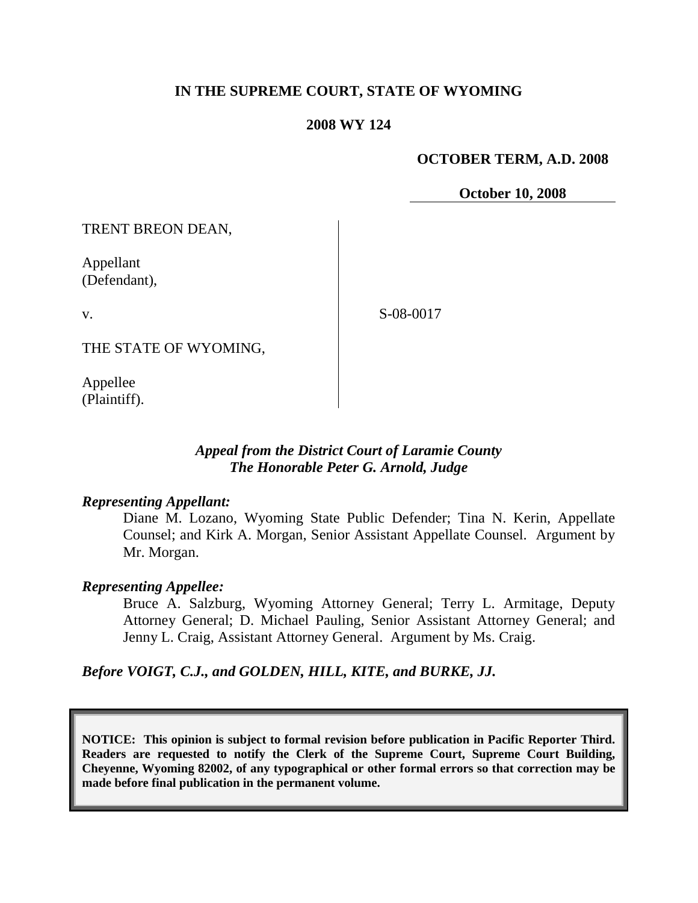**IN THE SUPREME COURT, STATE OF WYOMING**

**2008 WY 124**

**OCTOBER TERM, A.D. 2008**

**October 10, 2008**

TRENT BREON DEAN,

Appellant
(Defendant),

v.

THE STATE OF WYOMING,

Appellee
(Plaintiff).

S-08-0017

*Appeal from the District Court of Laramie County*
*The Honorable Peter G. Arnold, Judge*

***Representing Appellant:***

Diane M. Lozano, Wyoming State Public Defender; Tina N. Kerin, Appellate Counsel; and Kirk A. Morgan, Senior Assistant Appellate Counsel. Argument by Mr. Morgan.

***Representing Appellee:***

Bruce A. Salzburg, Wyoming Attorney General; Terry L. Armitage, Deputy Attorney General; D. Michael Pauling, Senior Assistant Attorney General; and Jenny L. Craig, Assistant Attorney General. Argument by Ms. Craig.

***Before VOIGT, C.J., and GOLDEN, HILL, KITE, and BURKE, JJ.***

**NOTICE: This opinion is subject to formal revision before publication in Pacific Reporter Third. Readers are requested to notify the Clerk of the Supreme Court, Supreme Court Building, Cheyenne, Wyoming 82002, of any typographical or other formal errors so that correction may be made before final publication in the permanent volume.**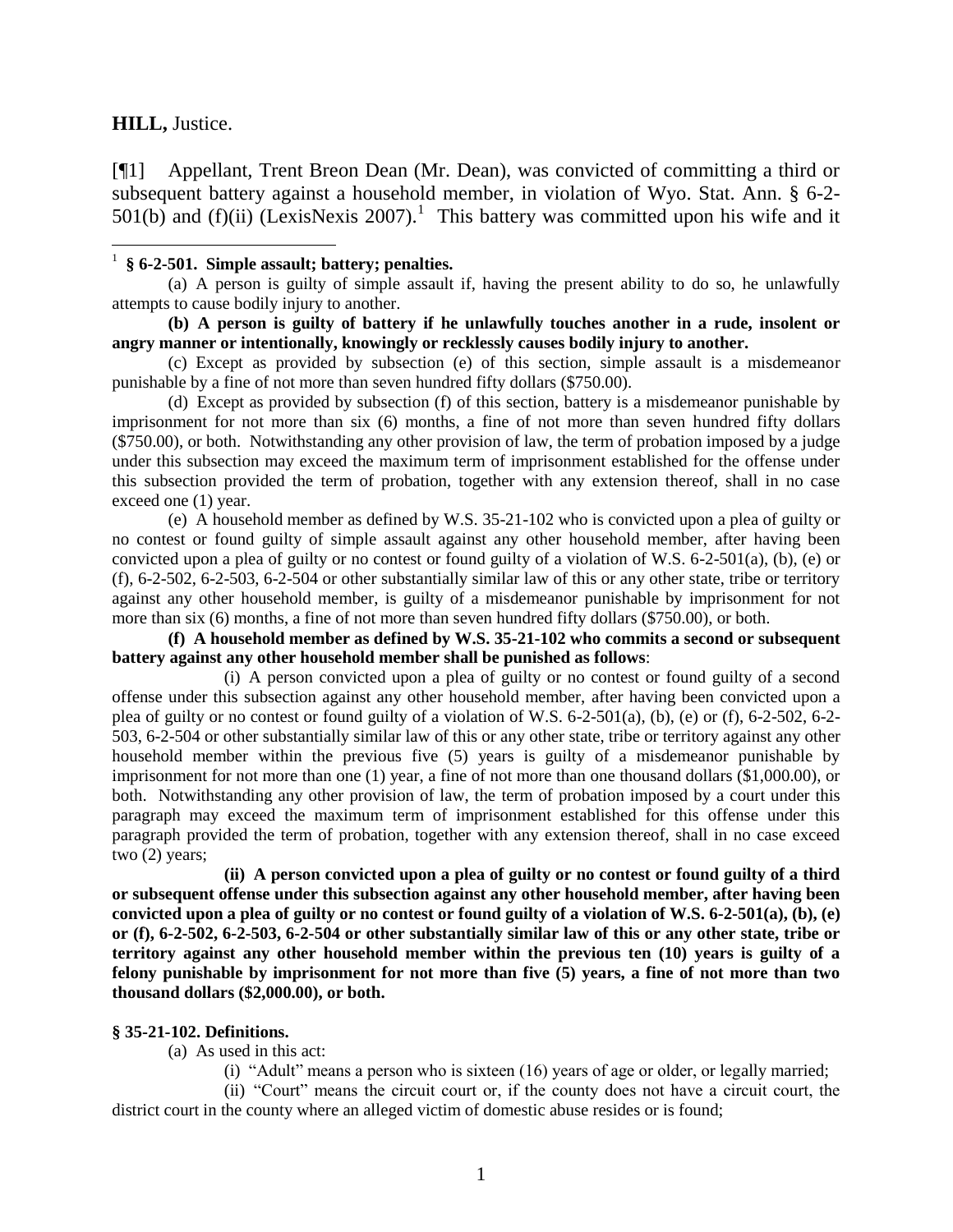**HILL,** Justice.

[¶1] Appellant, Trent Breon Dean (Mr. Dean), was convicted of committing a third or subsequent battery against a household member, in violation of Wyo. Stat. Ann. § 6-2-501(b) and (f)(ii) (LexisNexis 2007).[1] This battery was committed upon his wife and it

---

[1] **§ 6-2-501. Simple assault; battery; penalties.**

(a) A person is guilty of simple assault if, having the present ability to do so, he unlawfully attempts to cause bodily injury to another.

**(b) A person is guilty of battery if he unlawfully touches another in a rude, insolent or angry manner or intentionally, knowingly or recklessly causes bodily injury to another.**

(c) Except as provided by subsection (e) of this section, simple assault is a misdemeanor punishable by a fine of not more than seven hundred fifty dollars ($750.00).

(d) Except as provided by subsection (f) of this section, battery is a misdemeanor punishable by imprisonment for not more than six (6) months, a fine of not more than seven hundred fifty dollars ($750.00), or both. Notwithstanding any other provision of law, the term of probation imposed by a judge under this subsection may exceed the maximum term of imprisonment established for the offense under this subsection provided the term of probation, together with any extension thereof, shall in no case exceed one (1) year.

(e) A household member as defined by W.S. 35-21-102 who is convicted upon a plea of guilty or no contest or found guilty of simple assault against any other household member, after having been convicted upon a plea of guilty or no contest or found guilty of a violation of W.S. 6-2-501(a), (b), (e) or (f), 6-2-502, 6-2-503, 6-2-504 or other substantially similar law of this or any other state, tribe or territory against any other household member, is guilty of a misdemeanor punishable by imprisonment for not more than six (6) months, a fine of not more than seven hundred fifty dollars ($750.00), or both.

**(f) A household member as defined by W.S. 35-21-102 who commits a second or subsequent battery against any other household member shall be punished as follows**:

(i) A person convicted upon a plea of guilty or no contest or found guilty of a second offense under this subsection against any other household member, after having been convicted upon a plea of guilty or no contest or found guilty of a violation of W.S. 6-2-501(a), (b), (e) or (f), 6-2-502, 6-2-503, 6-2-504 or other substantially similar law of this or any other state, tribe or territory against any other household member within the previous five (5) years is guilty of a misdemeanor punishable by imprisonment for not more than one (1) year, a fine of not more than one thousand dollars ($1,000.00), or both. Notwithstanding any other provision of law, the term of probation imposed by a court under this paragraph may exceed the maximum term of imprisonment established for this offense under this paragraph provided the term of probation, together with any extension thereof, shall in no case exceed two (2) years;

**(ii) A person convicted upon a plea of guilty or no contest or found guilty of a third or subsequent offense under this subsection against any other household member, after having been convicted upon a plea of guilty or no contest or found guilty of a violation of W.S. 6-2-501(a), (b), (e) or (f), 6-2-502, 6-2-503, 6-2-504 or other substantially similar law of this or any other state, tribe or territory against any other household member within the previous ten (10) years is guilty of a felony punishable by imprisonment for not more than five (5) years, a fine of not more than two thousand dollars ($2,000.00), or both.**

**§ 35-21-102. Definitions.**

(a) As used in this act:

(i) "Adult" means a person who is sixteen (16) years of age or older, or legally married;

(ii) "Court" means the circuit court or, if the county does not have a circuit court, the district court in the county where an alleged victim of domestic abuse resides or is found;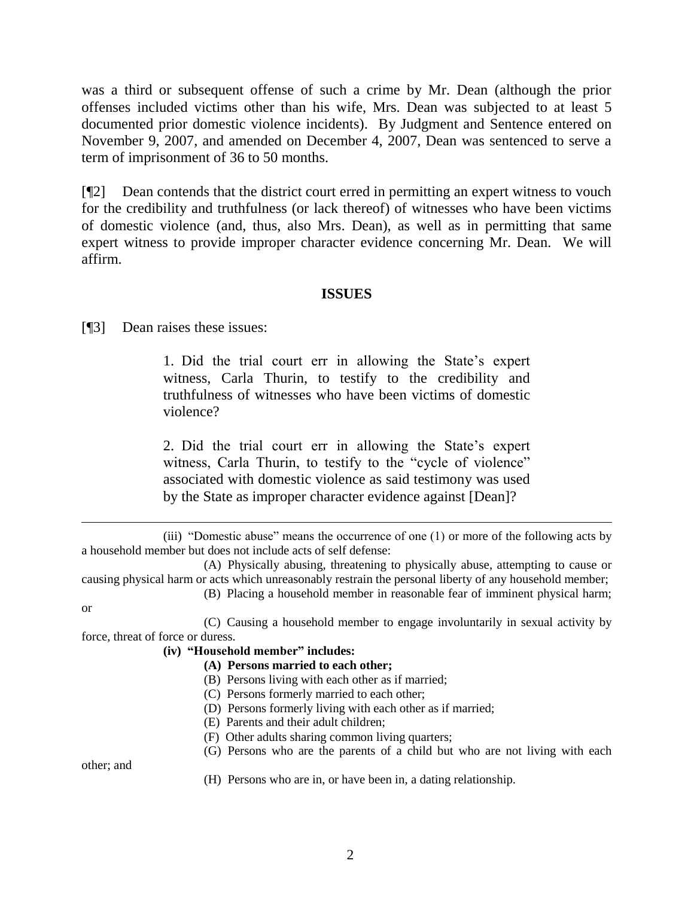was a third or subsequent offense of such a crime by Mr. Dean (although the prior offenses included victims other than his wife, Mrs. Dean was subjected to at least 5 documented prior domestic violence incidents). By Judgment and Sentence entered on November 9, 2007, and amended on December 4, 2007, Dean was sentenced to serve a term of imprisonment of 36 to 50 months.

[¶2] Dean contends that the district court erred in permitting an expert witness to vouch for the credibility and truthfulness (or lack thereof) of witnesses who have been victims of domestic violence (and, thus, also Mrs. Dean), as well as in permitting that same expert witness to provide improper character evidence concerning Mr. Dean. We will affirm.

## ISSUES

[¶3] Dean raises these issues:

> 1. Did the trial court err in allowing the State's expert witness, Carla Thurin, to testify to the credibility and truthfulness of witnesses who have been victims of domestic violence?
>
> 2. Did the trial court err in allowing the State's expert witness, Carla Thurin, to testify to the "cycle of violence" associated with domestic violence as said testimony was used by the State as improper character evidence against [Dean]?

---

(iii) "Domestic abuse" means the occurrence of one (1) or more of the following acts by a household member but does not include acts of self defense:

(A) Physically abusing, threatening to physically abuse, attempting to cause or causing physical harm or acts which unreasonably restrain the personal liberty of any household member;

(B) Placing a household member in reasonable fear of imminent physical harm; or

(C) Causing a household member to engage involuntarily in sexual activity by force, threat of force or duress.

**(iv) "Household member" includes:**

**(A) Persons married to each other;**

(B) Persons living with each other as if married;

(C) Persons formerly married to each other;

(D) Persons formerly living with each other as if married;

(E) Parents and their adult children;

(F) Other adults sharing common living quarters;

(G) Persons who are the parents of a child but who are not living with each other; and

(H) Persons who are in, or have been in, a dating relationship.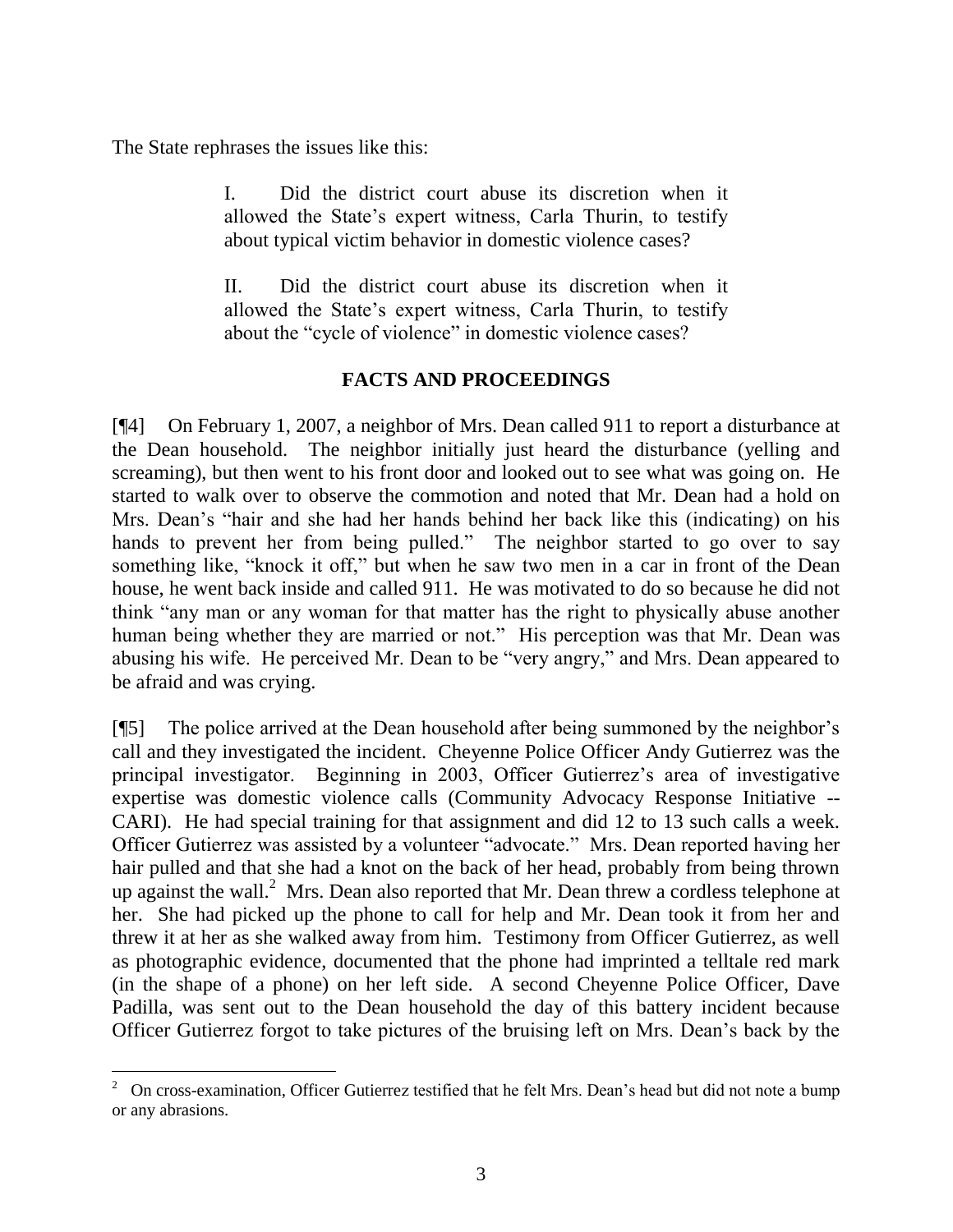The State rephrases the issues like this:

> I. Did the district court abuse its discretion when it allowed the State's expert witness, Carla Thurin, to testify about typical victim behavior in domestic violence cases?
>
> II. Did the district court abuse its discretion when it allowed the State's expert witness, Carla Thurin, to testify about the "cycle of violence" in domestic violence cases?

## FACTS AND PROCEEDINGS

[¶4] On February 1, 2007, a neighbor of Mrs. Dean called 911 to report a disturbance at the Dean household. The neighbor initially just heard the disturbance (yelling and screaming), but then went to his front door and looked out to see what was going on. He started to walk over to observe the commotion and noted that Mr. Dean had a hold on Mrs. Dean's "hair and she had her hands behind her back like this (indicating) on his hands to prevent her from being pulled." The neighbor started to go over to say something like, "knock it off," but when he saw two men in a car in front of the Dean house, he went back inside and called 911. He was motivated to do so because he did not think "any man or any woman for that matter has the right to physically abuse another human being whether they are married or not." His perception was that Mr. Dean was abusing his wife. He perceived Mr. Dean to be "very angry," and Mrs. Dean appeared to be afraid and was crying.

[¶5] The police arrived at the Dean household after being summoned by the neighbor's call and they investigated the incident. Cheyenne Police Officer Andy Gutierrez was the principal investigator. Beginning in 2003, Officer Gutierrez's area of investigative expertise was domestic violence calls (Community Advocacy Response Initiative -- CARI). He had special training for that assignment and did 12 to 13 such calls a week. Officer Gutierrez was assisted by a volunteer "advocate." Mrs. Dean reported having her hair pulled and that she had a knot on the back of her head, probably from being thrown up against the wall.[2] Mrs. Dean also reported that Mr. Dean threw a cordless telephone at her. She had picked up the phone to call for help and Mr. Dean took it from her and threw it at her as she walked away from him. Testimony from Officer Gutierrez, as well as photographic evidence, documented that the phone had imprinted a telltale red mark (in the shape of a phone) on her left side. A second Cheyenne Police Officer, Dave Padilla, was sent out to the Dean household the day of this battery incident because Officer Gutierrez forgot to take pictures of the bruising left on Mrs. Dean's back by the

[2] On cross-examination, Officer Gutierrez testified that he felt Mrs. Dean's head but did not note a bump or any abrasions.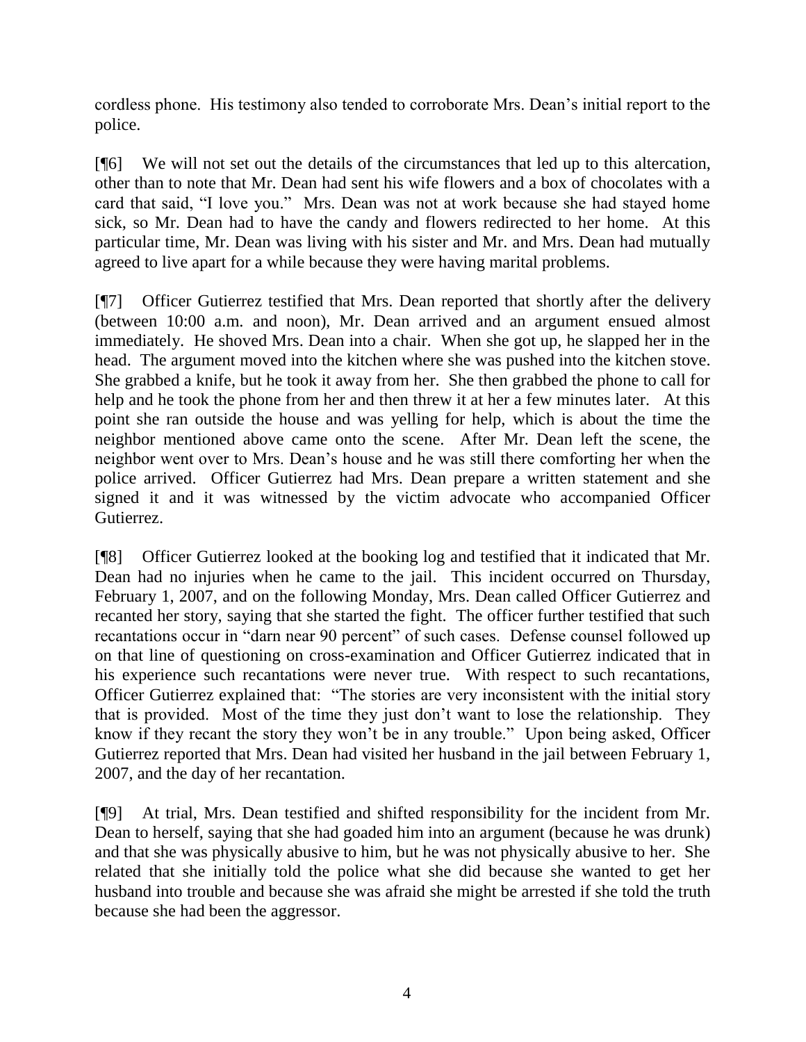cordless phone. His testimony also tended to corroborate Mrs. Dean's initial report to the police.

[¶6] We will not set out the details of the circumstances that led up to this altercation, other than to note that Mr. Dean had sent his wife flowers and a box of chocolates with a card that said, "I love you." Mrs. Dean was not at work because she had stayed home sick, so Mr. Dean had to have the candy and flowers redirected to her home. At this particular time, Mr. Dean was living with his sister and Mr. and Mrs. Dean had mutually agreed to live apart for a while because they were having marital problems.

[¶7] Officer Gutierrez testified that Mrs. Dean reported that shortly after the delivery (between 10:00 a.m. and noon), Mr. Dean arrived and an argument ensued almost immediately. He shoved Mrs. Dean into a chair. When she got up, he slapped her in the head. The argument moved into the kitchen where she was pushed into the kitchen stove. She grabbed a knife, but he took it away from her. She then grabbed the phone to call for help and he took the phone from her and then threw it at her a few minutes later. At this point she ran outside the house and was yelling for help, which is about the time the neighbor mentioned above came onto the scene. After Mr. Dean left the scene, the neighbor went over to Mrs. Dean's house and he was still there comforting her when the police arrived. Officer Gutierrez had Mrs. Dean prepare a written statement and she signed it and it was witnessed by the victim advocate who accompanied Officer Gutierrez.

[¶8] Officer Gutierrez looked at the booking log and testified that it indicated that Mr. Dean had no injuries when he came to the jail. This incident occurred on Thursday, February 1, 2007, and on the following Monday, Mrs. Dean called Officer Gutierrez and recanted her story, saying that she started the fight. The officer further testified that such recantations occur in "darn near 90 percent" of such cases. Defense counsel followed up on that line of questioning on cross-examination and Officer Gutierrez indicated that in his experience such recantations were never true. With respect to such recantations, Officer Gutierrez explained that: "The stories are very inconsistent with the initial story that is provided. Most of the time they just don't want to lose the relationship. They know if they recant the story they won't be in any trouble." Upon being asked, Officer Gutierrez reported that Mrs. Dean had visited her husband in the jail between February 1, 2007, and the day of her recantation.

[¶9] At trial, Mrs. Dean testified and shifted responsibility for the incident from Mr. Dean to herself, saying that she had goaded him into an argument (because he was drunk) and that she was physically abusive to him, but he was not physically abusive to her. She related that she initially told the police what she did because she wanted to get her husband into trouble and because she was afraid she might be arrested if she told the truth because she had been the aggressor.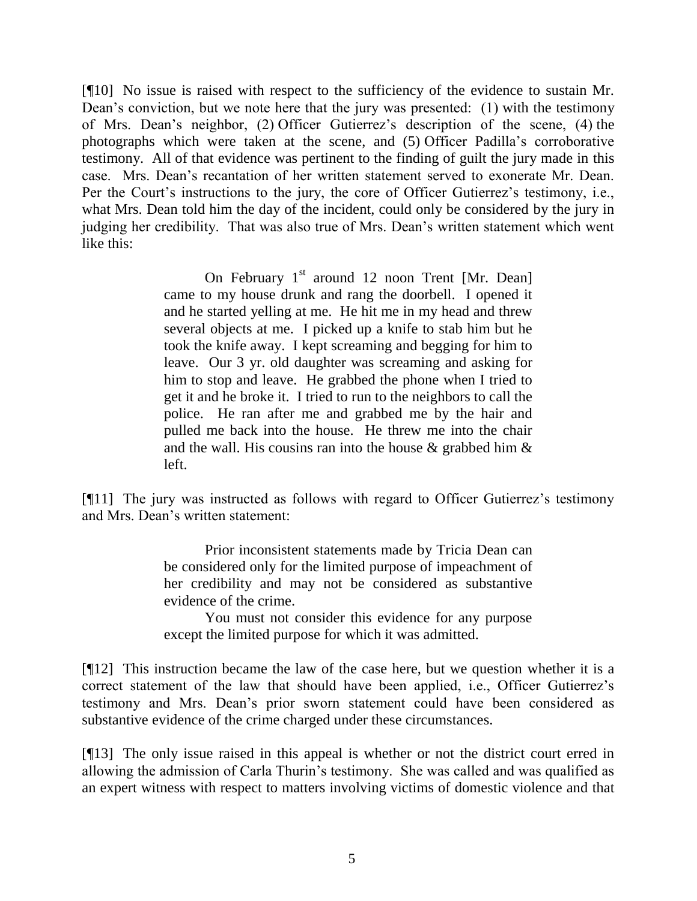[¶10] No issue is raised with respect to the sufficiency of the evidence to sustain Mr. Dean's conviction, but we note here that the jury was presented: (1) with the testimony of Mrs. Dean's neighbor, (2) Officer Gutierrez's description of the scene, (4) the photographs which were taken at the scene, and (5) Officer Padilla's corroborative testimony. All of that evidence was pertinent to the finding of guilt the jury made in this case. Mrs. Dean's recantation of her written statement served to exonerate Mr. Dean. Per the Court's instructions to the jury, the core of Officer Gutierrez's testimony, i.e., what Mrs. Dean told him the day of the incident, could only be considered by the jury in judging her credibility. That was also true of Mrs. Dean's written statement which went like this:

> On February 1st around 12 noon Trent [Mr. Dean] came to my house drunk and rang the doorbell. I opened it and he started yelling at me. He hit me in my head and threw several objects at me. I picked up a knife to stab him but he took the knife away. I kept screaming and begging for him to leave. Our 3 yr. old daughter was screaming and asking for him to stop and leave. He grabbed the phone when I tried to get it and he broke it. I tried to run to the neighbors to call the police. He ran after me and grabbed me by the hair and pulled me back into the house. He threw me into the chair and the wall. His cousins ran into the house & grabbed him & left.

[¶11] The jury was instructed as follows with regard to Officer Gutierrez's testimony and Mrs. Dean's written statement:

> Prior inconsistent statements made by Tricia Dean can be considered only for the limited purpose of impeachment of her credibility and may not be considered as substantive evidence of the crime.
>
> You must not consider this evidence for any purpose except the limited purpose for which it was admitted.

[¶12] This instruction became the law of the case here, but we question whether it is a correct statement of the law that should have been applied, i.e., Officer Gutierrez's testimony and Mrs. Dean's prior sworn statement could have been considered as substantive evidence of the crime charged under these circumstances.

[¶13] The only issue raised in this appeal is whether or not the district court erred in allowing the admission of Carla Thurin's testimony. She was called and was qualified as an expert witness with respect to matters involving victims of domestic violence and that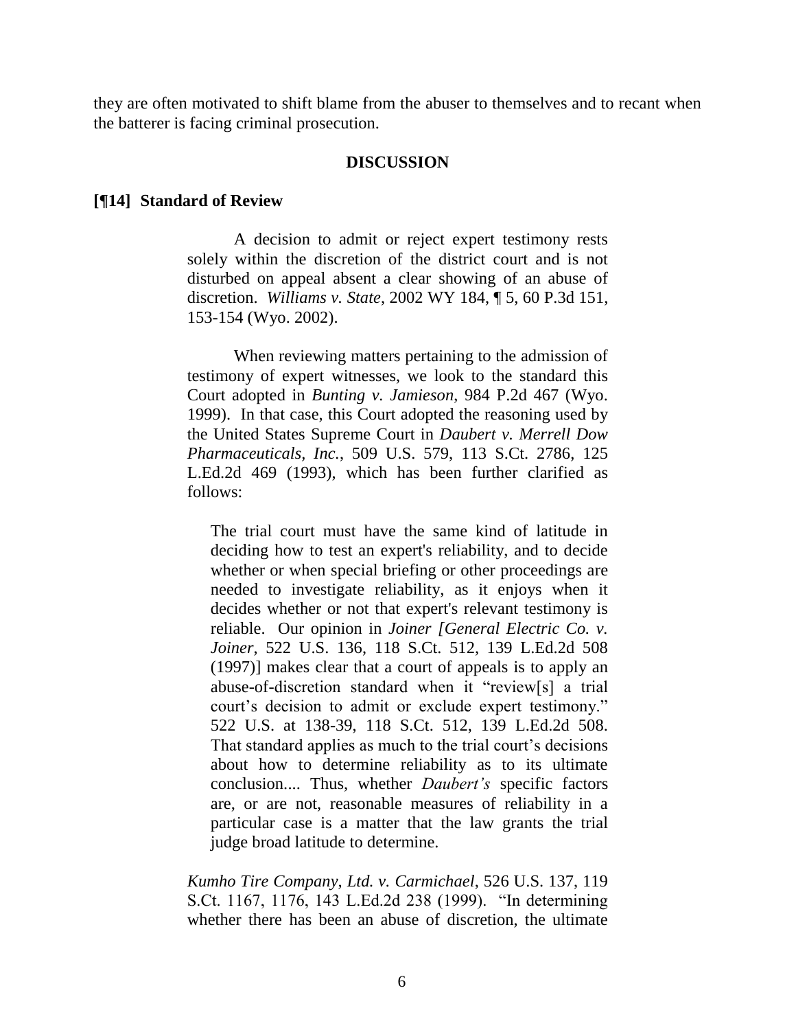they are often motivated to shift blame from the abuser to themselves and to recant when the batterer is facing criminal prosecution.

**DISCUSSION**

**[¶14] Standard of Review**

> A decision to admit or reject expert testimony rests solely within the discretion of the district court and is not disturbed on appeal absent a clear showing of an abuse of discretion. *Williams v. State*, 2002 WY 184, ¶ 5, 60 P.3d 151, 153-154 (Wyo. 2002).
>
> When reviewing matters pertaining to the admission of testimony of expert witnesses, we look to the standard this Court adopted in *Bunting v. Jamieson*, 984 P.2d 467 (Wyo. 1999). In that case, this Court adopted the reasoning used by the United States Supreme Court in *Daubert v. Merrell Dow Pharmaceuticals, Inc.*, 509 U.S. 579, 113 S.Ct. 2786, 125 L.Ed.2d 469 (1993), which has been further clarified as follows:
>
>> The trial court must have the same kind of latitude in deciding how to test an expert's reliability, and to decide whether or when special briefing or other proceedings are needed to investigate reliability, as it enjoys when it decides whether or not that expert's relevant testimony is reliable. Our opinion in *Joiner [General Electric Co. v. Joiner*, 522 U.S. 136, 118 S.Ct. 512, 139 L.Ed.2d 508 (1997)] makes clear that a court of appeals is to apply an abuse-of-discretion standard when it "review[s] a trial court's decision to admit or exclude expert testimony." 522 U.S. at 138-39, 118 S.Ct. 512, 139 L.Ed.2d 508. That standard applies as much to the trial court's decisions about how to determine reliability as to its ultimate conclusion.... Thus, whether *Daubert's* specific factors are, or are not, reasonable measures of reliability in a particular case is a matter that the law grants the trial judge broad latitude to determine.
>
> *Kumho Tire Company, Ltd. v. Carmichael*, 526 U.S. 137, 119 S.Ct. 1167, 1176, 143 L.Ed.2d 238 (1999). "In determining whether there has been an abuse of discretion, the ultimate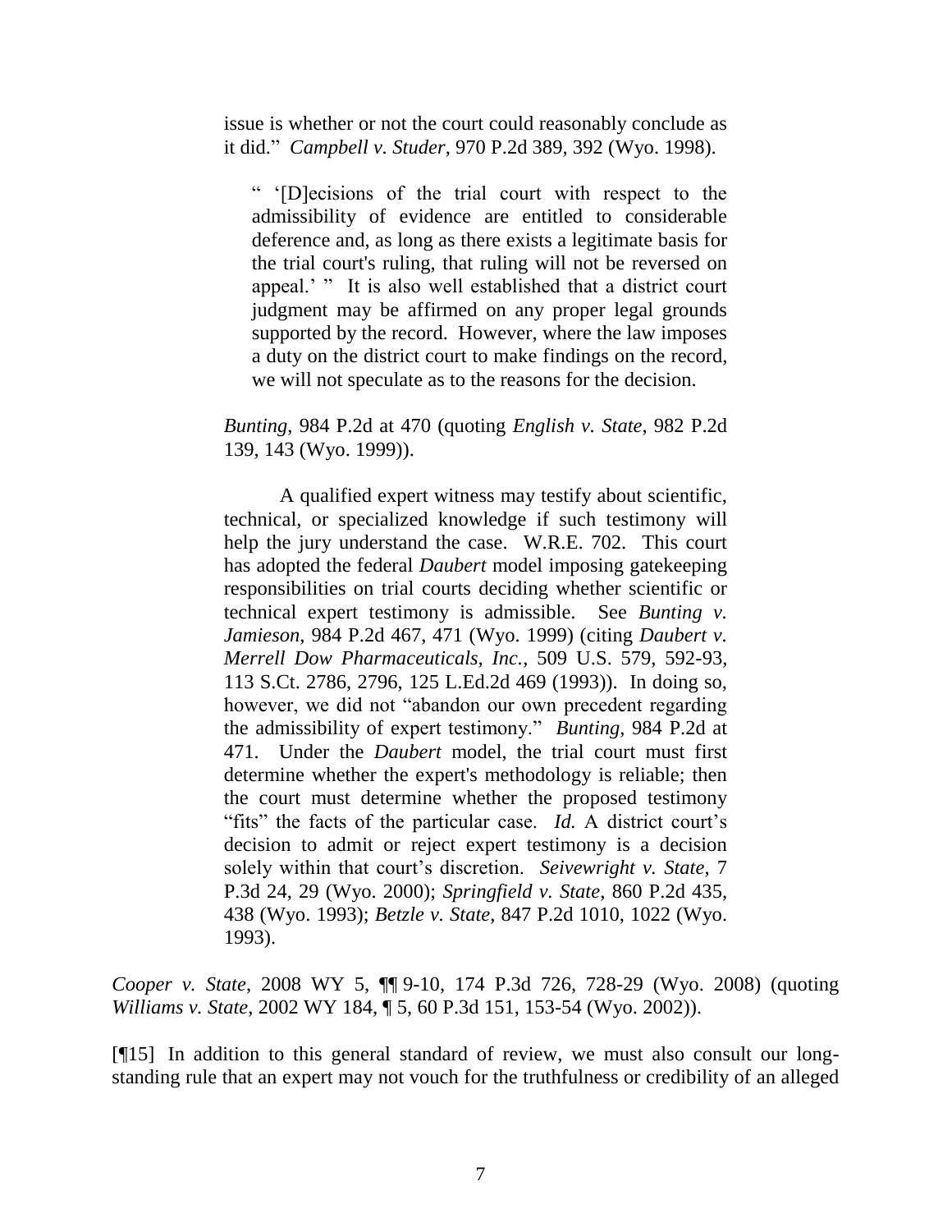> issue is whether or not the court could reasonably conclude as it did." *Campbell v. Studer*, 970 P.2d 389, 392 (Wyo. 1998).
>
> > " '[D]ecisions of the trial court with respect to the admissibility of evidence are entitled to considerable deference and, as long as there exists a legitimate basis for the trial court's ruling, that ruling will not be reversed on appeal.' " It is also well established that a district court judgment may be affirmed on any proper legal grounds supported by the record. However, where the law imposes a duty on the district court to make findings on the record, we will not speculate as to the reasons for the decision.
>
> *Bunting*, 984 P.2d at 470 (quoting *English v. State*, 982 P.2d 139, 143 (Wyo. 1999)).
>
> A qualified expert witness may testify about scientific, technical, or specialized knowledge if such testimony will help the jury understand the case. W.R.E. 702. This court has adopted the federal *Daubert* model imposing gatekeeping responsibilities on trial courts deciding whether scientific or technical expert testimony is admissible. See *Bunting v. Jamieson*, 984 P.2d 467, 471 (Wyo. 1999) (citing *Daubert v. Merrell Dow Pharmaceuticals, Inc.*, 509 U.S. 579, 592-93, 113 S.Ct. 2786, 2796, 125 L.Ed.2d 469 (1993)). In doing so, however, we did not "abandon our own precedent regarding the admissibility of expert testimony." *Bunting*, 984 P.2d at 471. Under the *Daubert* model, the trial court must first determine whether the expert's methodology is reliable; then the court must determine whether the proposed testimony "fits" the facts of the particular case. *Id.* A district court's decision to admit or reject expert testimony is a decision solely within that court's discretion. *Seivewright v. State*, 7 P.3d 24, 29 (Wyo. 2000); *Springfield v. State*, 860 P.2d 435, 438 (Wyo. 1993); *Betzle v. State*, 847 P.2d 1010, 1022 (Wyo. 1993).

*Cooper v. State*, 2008 WY 5, ¶¶ 9-10, 174 P.3d 726, 728-29 (Wyo. 2008) (quoting *Williams v. State*, 2002 WY 184, ¶ 5, 60 P.3d 151, 153-54 (Wyo. 2002)).

[¶15] In addition to this general standard of review, we must also consult our long-standing rule that an expert may not vouch for the truthfulness or credibility of an alleged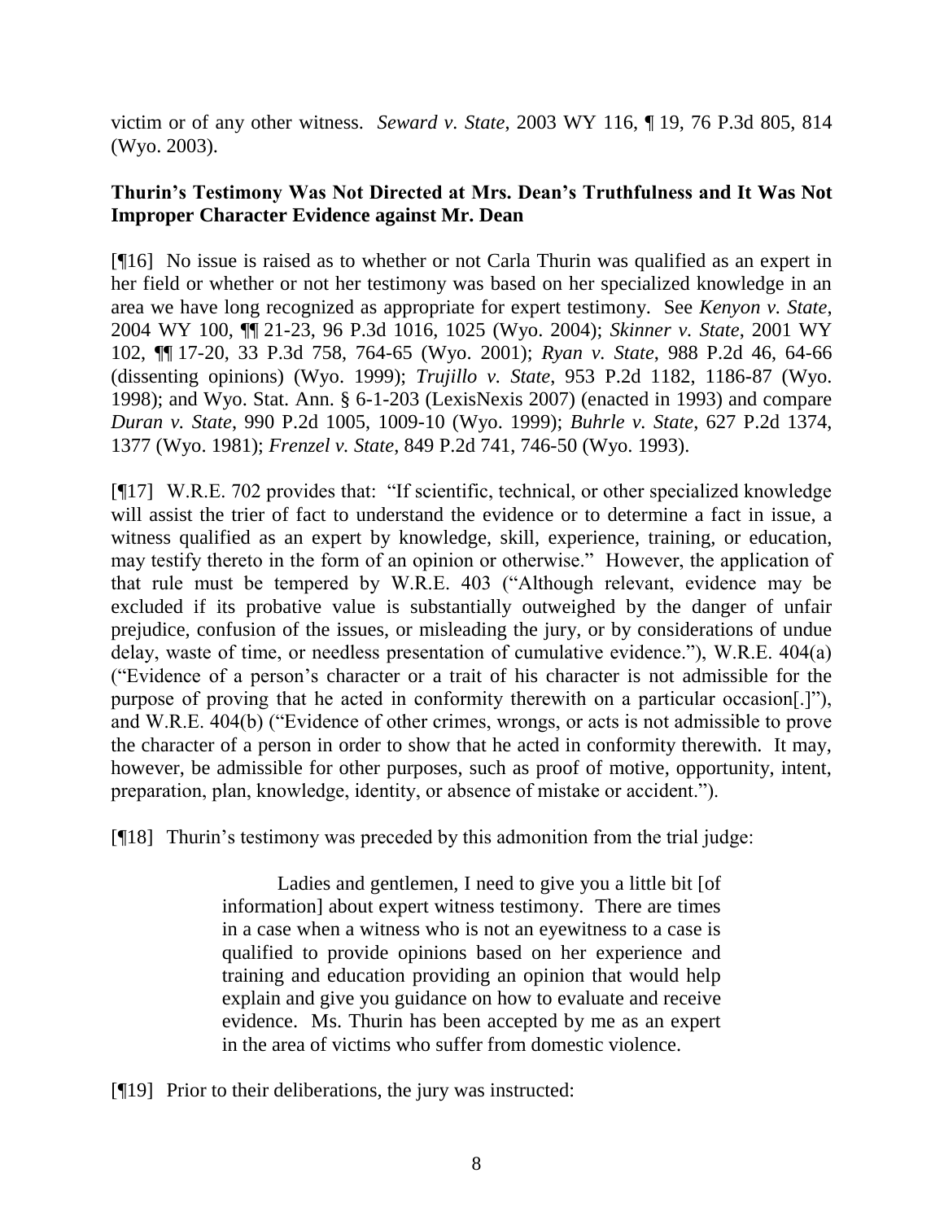victim or of any other witness. *Seward v. State*, 2003 WY 116, ¶ 19, 76 P.3d 805, 814 (Wyo. 2003).

**Thurin's Testimony Was Not Directed at Mrs. Dean's Truthfulness and It Was Not Improper Character Evidence against Mr. Dean**

[¶16] No issue is raised as to whether or not Carla Thurin was qualified as an expert in her field or whether or not her testimony was based on her specialized knowledge in an area we have long recognized as appropriate for expert testimony. See *Kenyon v. State*, 2004 WY 100, ¶¶ 21-23, 96 P.3d 1016, 1025 (Wyo. 2004); *Skinner v. State*, 2001 WY 102, ¶¶ 17-20, 33 P.3d 758, 764-65 (Wyo. 2001); *Ryan v. State*, 988 P.2d 46, 64-66 (dissenting opinions) (Wyo. 1999); *Trujillo v. State*, 953 P.2d 1182, 1186-87 (Wyo. 1998); and Wyo. Stat. Ann. § 6-1-203 (LexisNexis 2007) (enacted in 1993) and compare *Duran v. State*, 990 P.2d 1005, 1009-10 (Wyo. 1999); *Buhrle v. State*, 627 P.2d 1374, 1377 (Wyo. 1981); *Frenzel v. State*, 849 P.2d 741, 746-50 (Wyo. 1993).

[¶17] W.R.E. 702 provides that: "If scientific, technical, or other specialized knowledge will assist the trier of fact to understand the evidence or to determine a fact in issue, a witness qualified as an expert by knowledge, skill, experience, training, or education, may testify thereto in the form of an opinion or otherwise." However, the application of that rule must be tempered by W.R.E. 403 ("Although relevant, evidence may be excluded if its probative value is substantially outweighed by the danger of unfair prejudice, confusion of the issues, or misleading the jury, or by considerations of undue delay, waste of time, or needless presentation of cumulative evidence."), W.R.E. 404(a) ("Evidence of a person's character or a trait of his character is not admissible for the purpose of proving that he acted in conformity therewith on a particular occasion[.]"), and W.R.E. 404(b) ("Evidence of other crimes, wrongs, or acts is not admissible to prove the character of a person in order to show that he acted in conformity therewith. It may, however, be admissible for other purposes, such as proof of motive, opportunity, intent, preparation, plan, knowledge, identity, or absence of mistake or accident.").

[¶18] Thurin's testimony was preceded by this admonition from the trial judge:

> Ladies and gentlemen, I need to give you a little bit [of information] about expert witness testimony. There are times in a case when a witness who is not an eyewitness to a case is qualified to provide opinions based on her experience and training and education providing an opinion that would help explain and give you guidance on how to evaluate and receive evidence. Ms. Thurin has been accepted by me as an expert in the area of victims who suffer from domestic violence.

[¶19] Prior to their deliberations, the jury was instructed: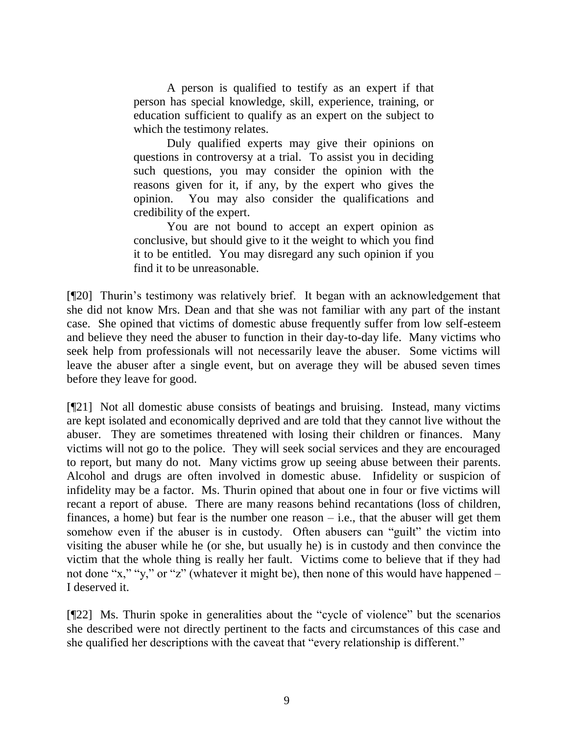> A person is qualified to testify as an expert if that person has special knowledge, skill, experience, training, or education sufficient to qualify as an expert on the subject to which the testimony relates.
>
> Duly qualified experts may give their opinions on questions in controversy at a trial. To assist you in deciding such questions, you may consider the opinion with the reasons given for it, if any, by the expert who gives the opinion. You may also consider the qualifications and credibility of the expert.
>
> You are not bound to accept an expert opinion as conclusive, but should give to it the weight to which you find it to be entitled. You may disregard any such opinion if you find it to be unreasonable.

[¶20] Thurin's testimony was relatively brief. It began with an acknowledgement that she did not know Mrs. Dean and that she was not familiar with any part of the instant case. She opined that victims of domestic abuse frequently suffer from low self-esteem and believe they need the abuser to function in their day-to-day life. Many victims who seek help from professionals will not necessarily leave the abuser. Some victims will leave the abuser after a single event, but on average they will be abused seven times before they leave for good.

[¶21] Not all domestic abuse consists of beatings and bruising. Instead, many victims are kept isolated and economically deprived and are told that they cannot live without the abuser. They are sometimes threatened with losing their children or finances. Many victims will not go to the police. They will seek social services and they are encouraged to report, but many do not. Many victims grow up seeing abuse between their parents. Alcohol and drugs are often involved in domestic abuse. Infidelity or suspicion of infidelity may be a factor. Ms. Thurin opined that about one in four or five victims will recant a report of abuse. There are many reasons behind recantations (loss of children, finances, a home) but fear is the number one reason – i.e., that the abuser will get them somehow even if the abuser is in custody. Often abusers can "guilt" the victim into visiting the abuser while he (or she, but usually he) is in custody and then convince the victim that the whole thing is really her fault. Victims come to believe that if they had not done "x," "y," or "z" (whatever it might be), then none of this would have happened – I deserved it.

[¶22] Ms. Thurin spoke in generalities about the "cycle of violence" but the scenarios she described were not directly pertinent to the facts and circumstances of this case and she qualified her descriptions with the caveat that "every relationship is different."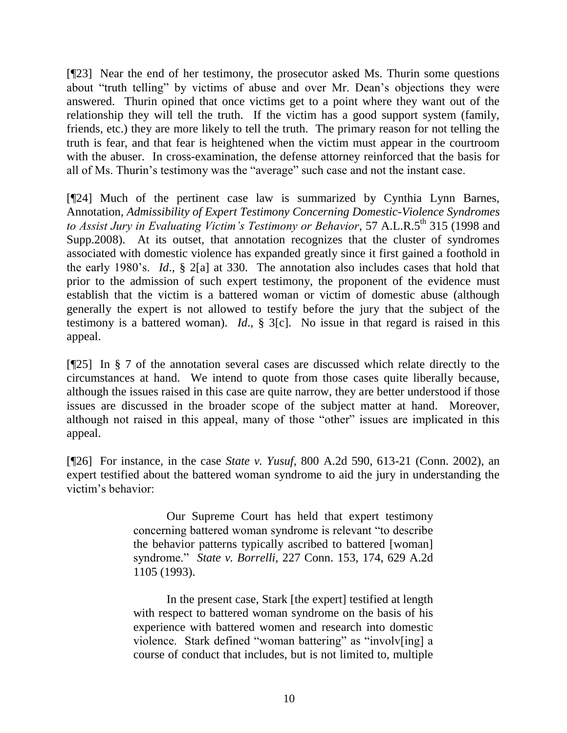[¶23] Near the end of her testimony, the prosecutor asked Ms. Thurin some questions about "truth telling" by victims of abuse and over Mr. Dean's objections they were answered. Thurin opined that once victims get to a point where they want out of the relationship they will tell the truth. If the victim has a good support system (family, friends, etc.) they are more likely to tell the truth. The primary reason for not telling the truth is fear, and that fear is heightened when the victim must appear in the courtroom with the abuser. In cross-examination, the defense attorney reinforced that the basis for all of Ms. Thurin's testimony was the "average" such case and not the instant case.

[¶24] Much of the pertinent case law is summarized by Cynthia Lynn Barnes, Annotation, *Admissibility of Expert Testimony Concerning Domestic-Violence Syndromes to Assist Jury in Evaluating Victim's Testimony or Behavior*, 57 A.L.R.5th 315 (1998 and Supp.2008). At its outset, that annotation recognizes that the cluster of syndromes associated with domestic violence has expanded greatly since it first gained a foothold in the early 1980's. *Id*., § 2[a] at 330. The annotation also includes cases that hold that prior to the admission of such expert testimony, the proponent of the evidence must establish that the victim is a battered woman or victim of domestic abuse (although generally the expert is not allowed to testify before the jury that the subject of the testimony is a battered woman). *Id*., § 3[c]. No issue in that regard is raised in this appeal.

[¶25] In § 7 of the annotation several cases are discussed which relate directly to the circumstances at hand. We intend to quote from those cases quite liberally because, although the issues raised in this case are quite narrow, they are better understood if those issues are discussed in the broader scope of the subject matter at hand. Moreover, although not raised in this appeal, many of those "other" issues are implicated in this appeal.

[¶26] For instance, in the case *State v. Yusuf*, 800 A.2d 590, 613-21 (Conn. 2002), an expert testified about the battered woman syndrome to aid the jury in understanding the victim's behavior:

> Our Supreme Court has held that expert testimony concerning battered woman syndrome is relevant "to describe the behavior patterns typically ascribed to battered [woman] syndrome." *State v. Borrelli*, 227 Conn. 153, 174, 629 A.2d 1105 (1993).
>
> In the present case, Stark [the expert] testified at length with respect to battered woman syndrome on the basis of his experience with battered women and research into domestic violence. Stark defined "woman battering" as "involv[ing] a course of conduct that includes, but is not limited to, multiple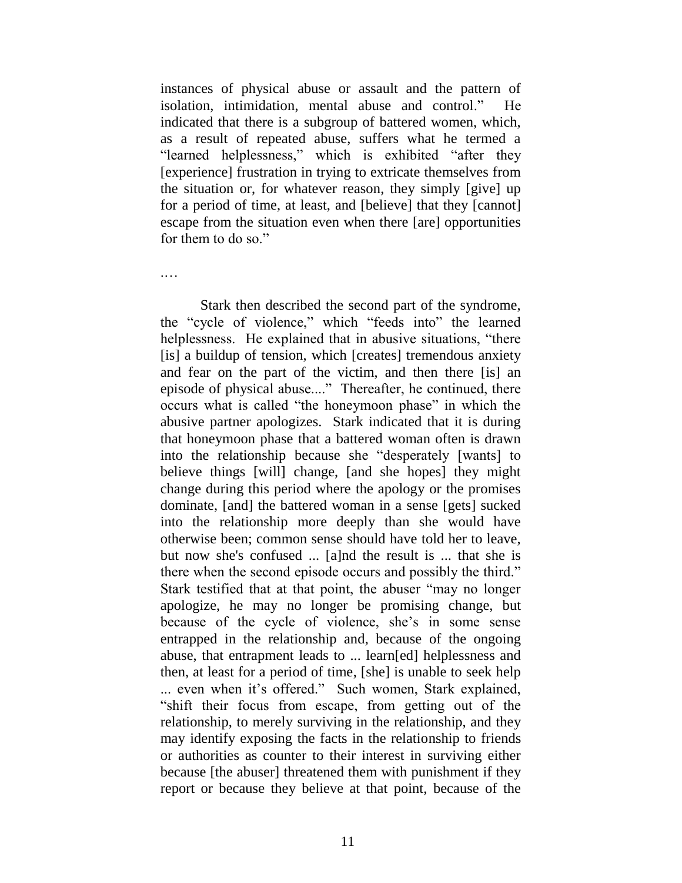instances of physical abuse or assault and the pattern of isolation, intimidation, mental abuse and control." He indicated that there is a subgroup of battered women, which, as a result of repeated abuse, suffers what he termed a "learned helplessness," which is exhibited "after they [experience] frustration in trying to extricate themselves from the situation or, for whatever reason, they simply [give] up for a period of time, at least, and [believe] that they [cannot] escape from the situation even when there [are] opportunities for them to do so."

….

Stark then described the second part of the syndrome, the "cycle of violence," which "feeds into" the learned helplessness. He explained that in abusive situations, "there [is] a buildup of tension, which [creates] tremendous anxiety and fear on the part of the victim, and then there [is] an episode of physical abuse...." Thereafter, he continued, there occurs what is called "the honeymoon phase" in which the abusive partner apologizes. Stark indicated that it is during that honeymoon phase that a battered woman often is drawn into the relationship because she "desperately [wants] to believe things [will] change, [and she hopes] they might change during this period where the apology or the promises dominate, [and] the battered woman in a sense [gets] sucked into the relationship more deeply than she would have otherwise been; common sense should have told her to leave, but now she's confused ... [a]nd the result is ... that she is there when the second episode occurs and possibly the third." Stark testified that at that point, the abuser "may no longer apologize, he may no longer be promising change, but because of the cycle of violence, she's in some sense entrapped in the relationship and, because of the ongoing abuse, that entrapment leads to ... learn[ed] helplessness and then, at least for a period of time, [she] is unable to seek help ... even when it's offered." Such women, Stark explained, "shift their focus from escape, from getting out of the relationship, to merely surviving in the relationship, and they may identify exposing the facts in the relationship to friends or authorities as counter to their interest in surviving either because [the abuser] threatened them with punishment if they report or because they believe at that point, because of the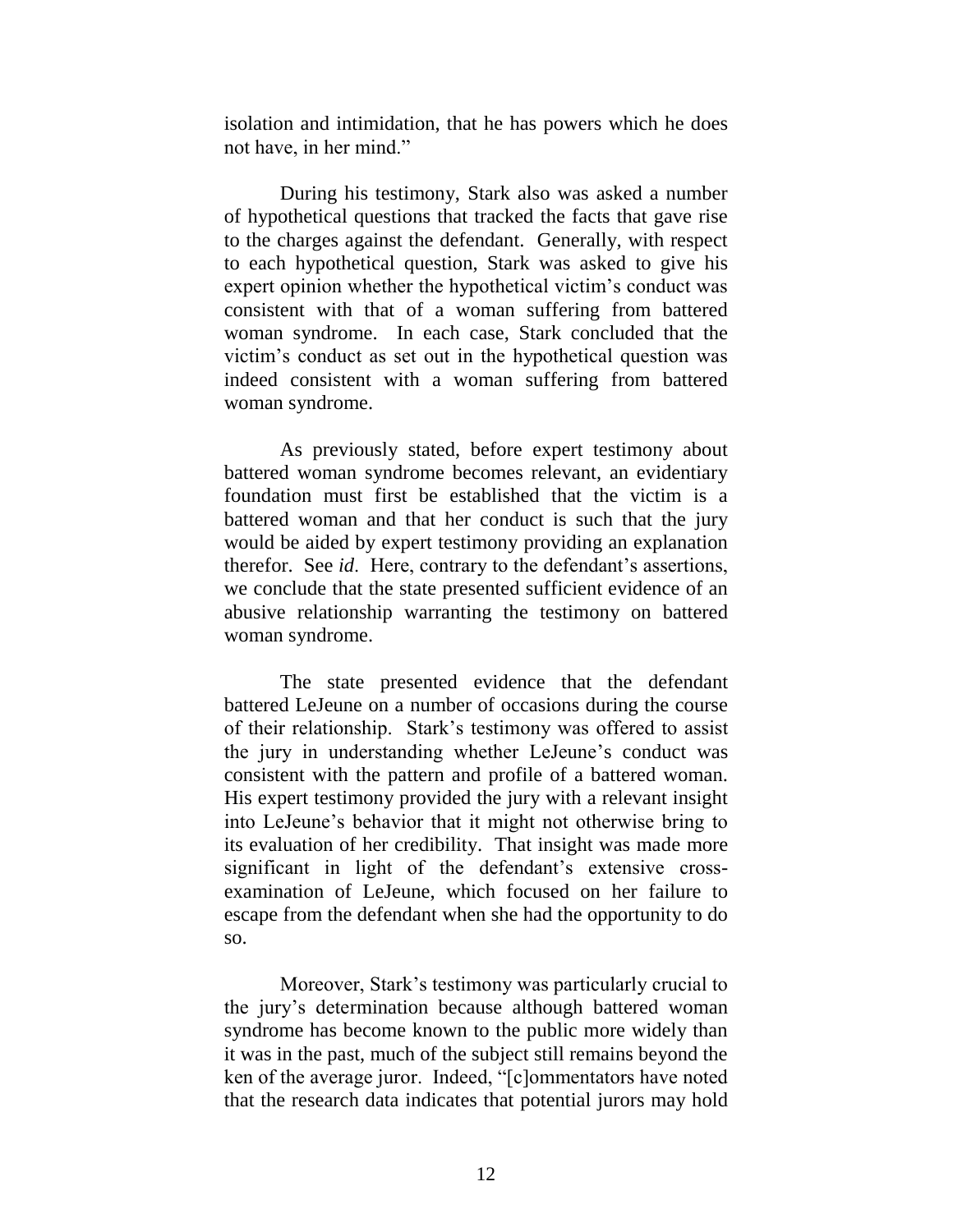isolation and intimidation, that he has powers which he does not have, in her mind."

During his testimony, Stark also was asked a number of hypothetical questions that tracked the facts that gave rise to the charges against the defendant. Generally, with respect to each hypothetical question, Stark was asked to give his expert opinion whether the hypothetical victim's conduct was consistent with that of a woman suffering from battered woman syndrome. In each case, Stark concluded that the victim's conduct as set out in the hypothetical question was indeed consistent with a woman suffering from battered woman syndrome.

As previously stated, before expert testimony about battered woman syndrome becomes relevant, an evidentiary foundation must first be established that the victim is a battered woman and that her conduct is such that the jury would be aided by expert testimony providing an explanation therefor. See *id*. Here, contrary to the defendant's assertions, we conclude that the state presented sufficient evidence of an abusive relationship warranting the testimony on battered woman syndrome.

The state presented evidence that the defendant battered LeJeune on a number of occasions during the course of their relationship. Stark's testimony was offered to assist the jury in understanding whether LeJeune's conduct was consistent with the pattern and profile of a battered woman. His expert testimony provided the jury with a relevant insight into LeJeune's behavior that it might not otherwise bring to its evaluation of her credibility. That insight was made more significant in light of the defendant's extensive cross-examination of LeJeune, which focused on her failure to escape from the defendant when she had the opportunity to do so.

Moreover, Stark's testimony was particularly crucial to the jury's determination because although battered woman syndrome has become known to the public more widely than it was in the past, much of the subject still remains beyond the ken of the average juror. Indeed, "[c]ommentators have noted that the research data indicates that potential jurors may hold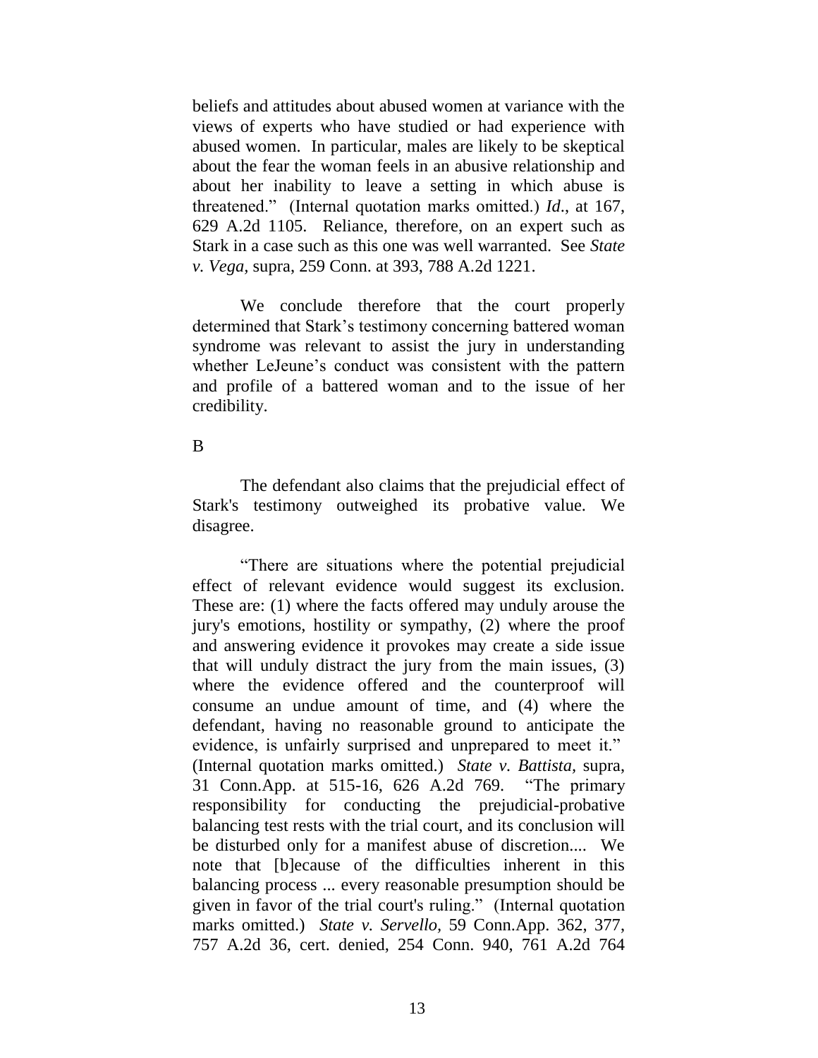beliefs and attitudes about abused women at variance with the views of experts who have studied or had experience with abused women. In particular, males are likely to be skeptical about the fear the woman feels in an abusive relationship and about her inability to leave a setting in which abuse is threatened." (Internal quotation marks omitted.) *Id*., at 167, 629 A.2d 1105. Reliance, therefore, on an expert such as Stark in a case such as this one was well warranted. See *State v. Vega,* supra, 259 Conn. at 393, 788 A.2d 1221.

We conclude therefore that the court properly determined that Stark's testimony concerning battered woman syndrome was relevant to assist the jury in understanding whether LeJeune's conduct was consistent with the pattern and profile of a battered woman and to the issue of her credibility.

B

The defendant also claims that the prejudicial effect of Stark's testimony outweighed its probative value. We disagree.

"There are situations where the potential prejudicial effect of relevant evidence would suggest its exclusion. These are: (1) where the facts offered may unduly arouse the jury's emotions, hostility or sympathy, (2) where the proof and answering evidence it provokes may create a side issue that will unduly distract the jury from the main issues, (3) where the evidence offered and the counterproof will consume an undue amount of time, and (4) where the defendant, having no reasonable ground to anticipate the evidence, is unfairly surprised and unprepared to meet it." (Internal quotation marks omitted.) *State v. Battista,* supra, 31 Conn.App. at 515-16, 626 A.2d 769. "The primary responsibility for conducting the prejudicial-probative balancing test rests with the trial court, and its conclusion will be disturbed only for a manifest abuse of discretion.... We note that [b]ecause of the difficulties inherent in this balancing process ... every reasonable presumption should be given in favor of the trial court's ruling." (Internal quotation marks omitted.) *State v. Servello,* 59 Conn.App. 362, 377, 757 A.2d 36, cert. denied, 254 Conn. 940, 761 A.2d 764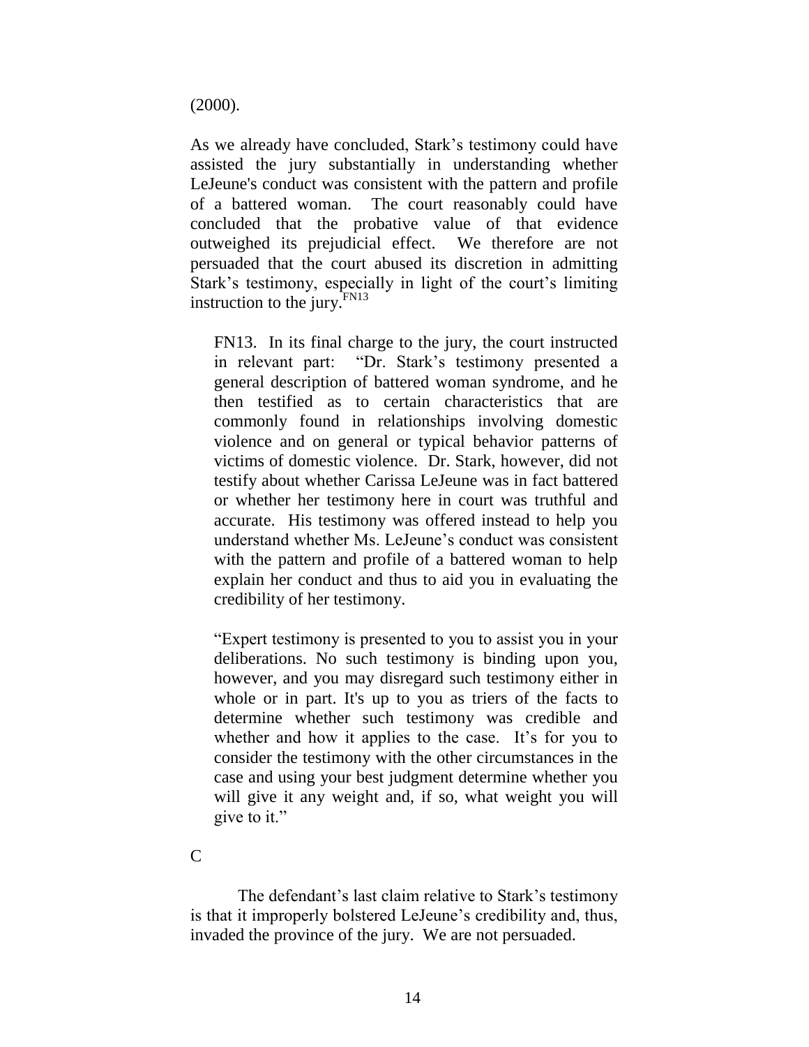(2000).

As we already have concluded, Stark's testimony could have assisted the jury substantially in understanding whether LeJeune's conduct was consistent with the pattern and profile of a battered woman. The court reasonably could have concluded that the probative value of that evidence outweighed its prejudicial effect. We therefore are not persuaded that the court abused its discretion in admitting Stark's testimony, especially in light of the court's limiting instruction to the jury.[FN13]

> FN13. In its final charge to the jury, the court instructed in relevant part: "Dr. Stark's testimony presented a general description of battered woman syndrome, and he then testified as to certain characteristics that are commonly found in relationships involving domestic violence and on general or typical behavior patterns of victims of domestic violence. Dr. Stark, however, did not testify about whether Carissa LeJeune was in fact battered or whether her testimony here in court was truthful and accurate. His testimony was offered instead to help you understand whether Ms. LeJeune's conduct was consistent with the pattern and profile of a battered woman to help explain her conduct and thus to aid you in evaluating the credibility of her testimony.
>
> "Expert testimony is presented to you to assist you in your deliberations. No such testimony is binding upon you, however, and you may disregard such testimony either in whole or in part. It's up to you as triers of the facts to determine whether such testimony was credible and whether and how it applies to the case. It's for you to consider the testimony with the other circumstances in the case and using your best judgment determine whether you will give it any weight and, if so, what weight you will give to it."

C

The defendant's last claim relative to Stark's testimony is that it improperly bolstered LeJeune's credibility and, thus, invaded the province of the jury. We are not persuaded.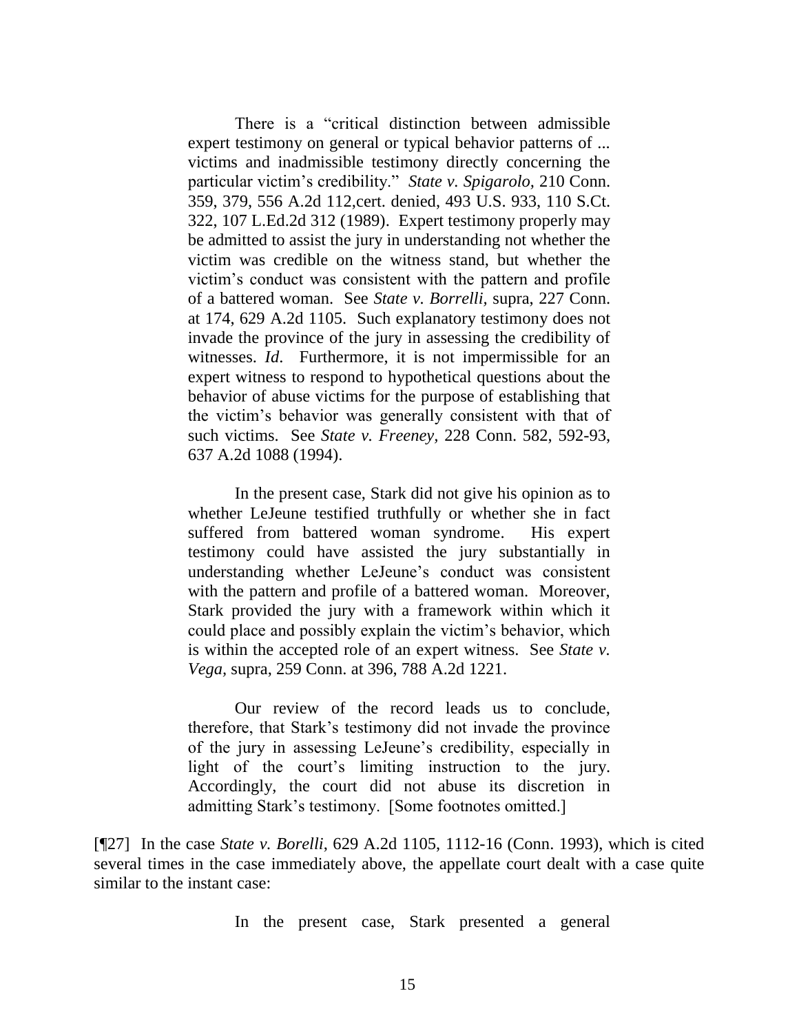> There is a "critical distinction between admissible expert testimony on general or typical behavior patterns of ... victims and inadmissible testimony directly concerning the particular victim's credibility." *State v. Spigarolo*, 210 Conn. 359, 379, 556 A.2d 112,cert. denied, 493 U.S. 933, 110 S.Ct. 322, 107 L.Ed.2d 312 (1989). Expert testimony properly may be admitted to assist the jury in understanding not whether the victim was credible on the witness stand, but whether the victim's conduct was consistent with the pattern and profile of a battered woman. See *State v. Borrelli*, supra, 227 Conn. at 174, 629 A.2d 1105. Such explanatory testimony does not invade the province of the jury in assessing the credibility of witnesses. *Id*. Furthermore, it is not impermissible for an expert witness to respond to hypothetical questions about the behavior of abuse victims for the purpose of establishing that the victim's behavior was generally consistent with that of such victims. See *State v. Freeney*, 228 Conn. 582, 592-93, 637 A.2d 1088 (1994).
>
> In the present case, Stark did not give his opinion as to whether LeJeune testified truthfully or whether she in fact suffered from battered woman syndrome. His expert testimony could have assisted the jury substantially in understanding whether LeJeune's conduct was consistent with the pattern and profile of a battered woman. Moreover, Stark provided the jury with a framework within which it could place and possibly explain the victim's behavior, which is within the accepted role of an expert witness. See *State v. Vega*, supra, 259 Conn. at 396, 788 A.2d 1221.
>
> Our review of the record leads us to conclude, therefore, that Stark's testimony did not invade the province of the jury in assessing LeJeune's credibility, especially in light of the court's limiting instruction to the jury. Accordingly, the court did not abuse its discretion in admitting Stark's testimony. [Some footnotes omitted.]

[¶27] In the case *State v. Borelli*, 629 A.2d 1105, 1112-16 (Conn. 1993), which is cited several times in the case immediately above, the appellate court dealt with a case quite similar to the instant case:

> In the present case, Stark presented a general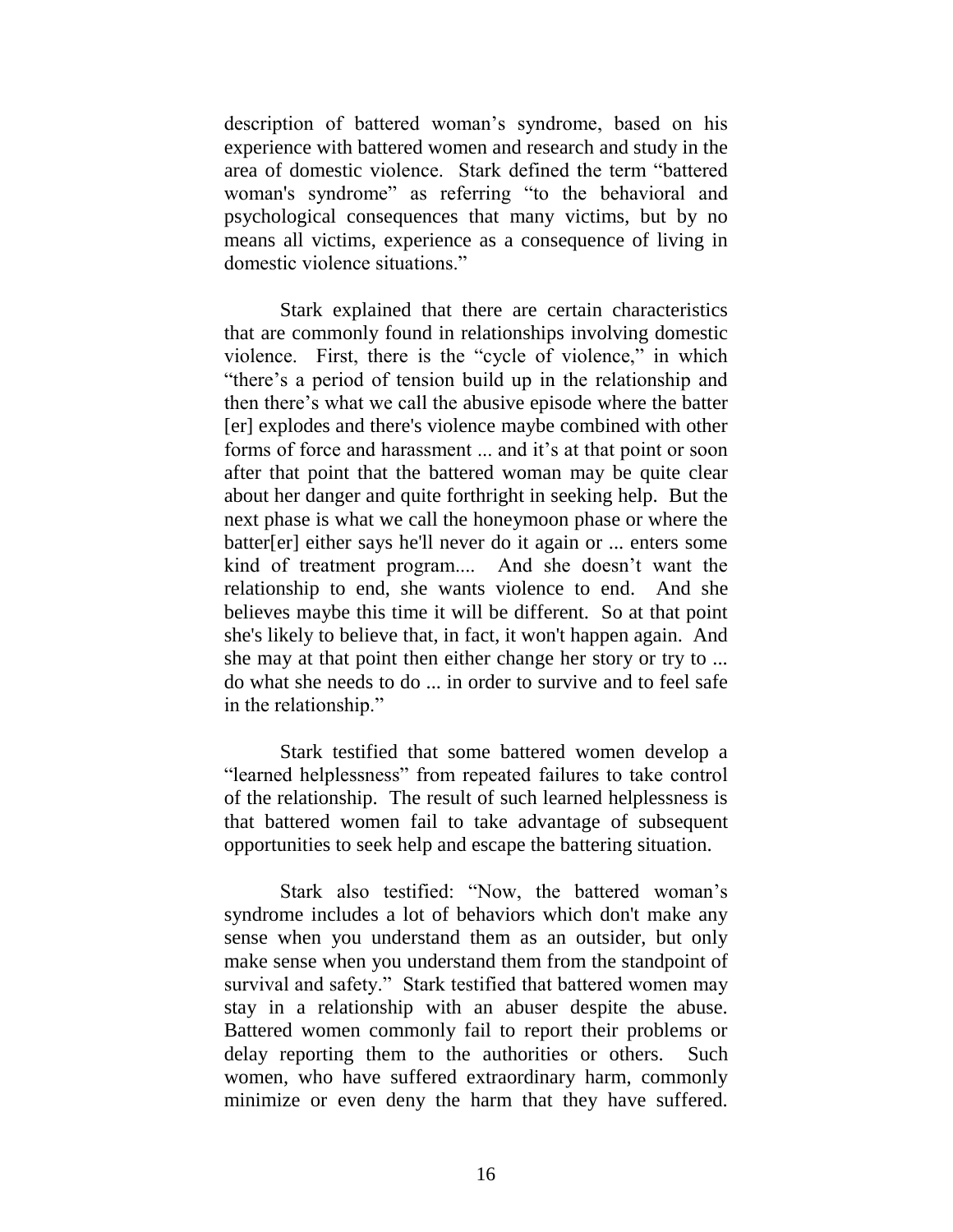description of battered woman's syndrome, based on his experience with battered women and research and study in the area of domestic violence. Stark defined the term "battered woman's syndrome" as referring "to the behavioral and psychological consequences that many victims, but by no means all victims, experience as a consequence of living in domestic violence situations."

Stark explained that there are certain characteristics that are commonly found in relationships involving domestic violence. First, there is the "cycle of violence," in which "there's a period of tension build up in the relationship and then there's what we call the abusive episode where the batter [er] explodes and there's violence maybe combined with other forms of force and harassment ... and it's at that point or soon after that point that the battered woman may be quite clear about her danger and quite forthright in seeking help. But the next phase is what we call the honeymoon phase or where the batter[er] either says he'll never do it again or ... enters some kind of treatment program.... And she doesn't want the relationship to end, she wants violence to end. And she believes maybe this time it will be different. So at that point she's likely to believe that, in fact, it won't happen again. And she may at that point then either change her story or try to ... do what she needs to do ... in order to survive and to feel safe in the relationship."

Stark testified that some battered women develop a "learned helplessness" from repeated failures to take control of the relationship. The result of such learned helplessness is that battered women fail to take advantage of subsequent opportunities to seek help and escape the battering situation.

Stark also testified: "Now, the battered woman's syndrome includes a lot of behaviors which don't make any sense when you understand them as an outsider, but only make sense when you understand them from the standpoint of survival and safety." Stark testified that battered women may stay in a relationship with an abuser despite the abuse. Battered women commonly fail to report their problems or delay reporting them to the authorities or others. Such women, who have suffered extraordinary harm, commonly minimize or even deny the harm that they have suffered.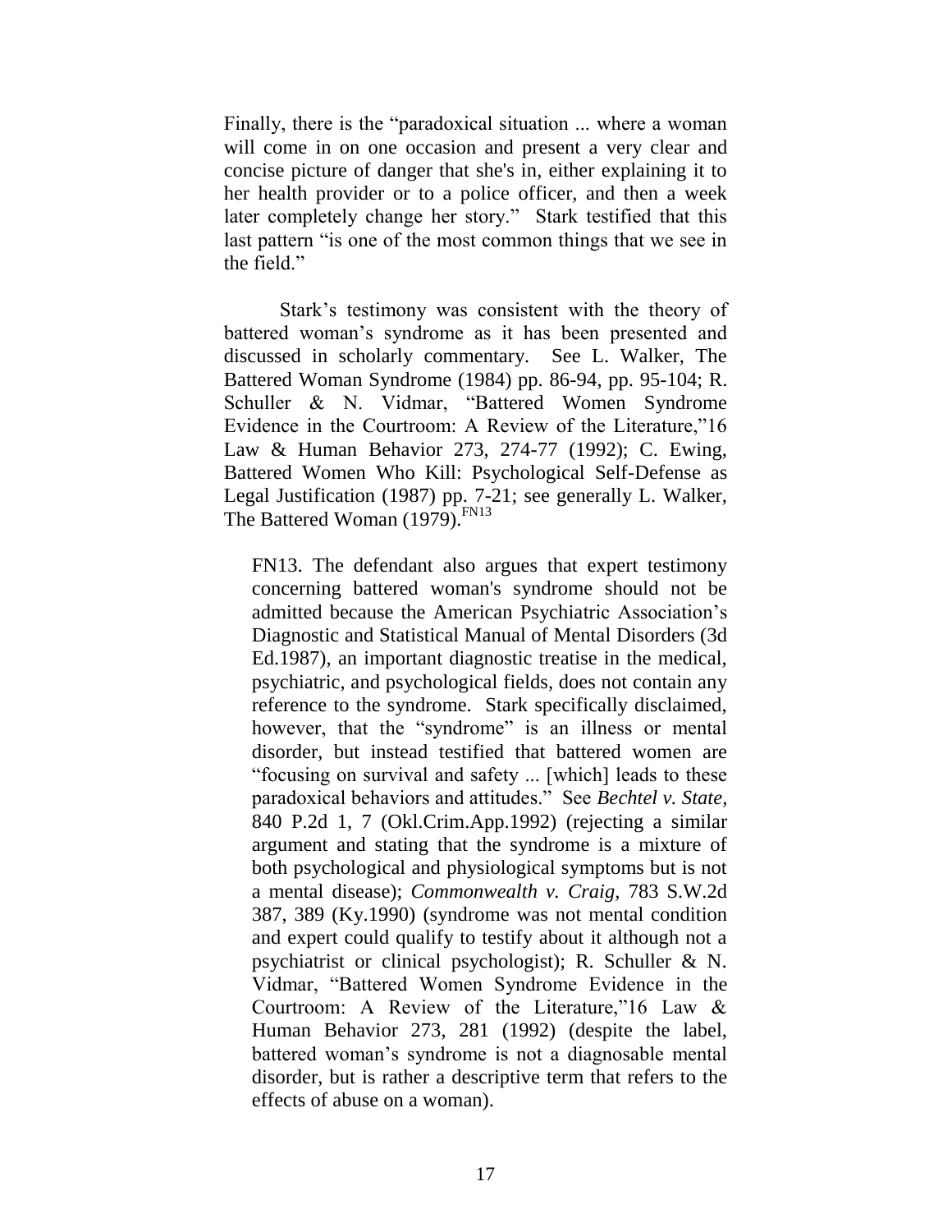Finally, there is the "paradoxical situation ... where a woman will come in on one occasion and present a very clear and concise picture of danger that she's in, either explaining it to her health provider or to a police officer, and then a week later completely change her story." Stark testified that this last pattern "is one of the most common things that we see in the field."

Stark's testimony was consistent with the theory of battered woman's syndrome as it has been presented and discussed in scholarly commentary. See L. Walker, The Battered Woman Syndrome (1984) pp. 86-94, pp. 95-104; R. Schuller & N. Vidmar, "Battered Women Syndrome Evidence in the Courtroom: A Review of the Literature,"16 Law & Human Behavior 273, 274-77 (1992); C. Ewing, Battered Women Who Kill: Psychological Self-Defense as Legal Justification (1987) pp. 7-21; see generally L. Walker, The Battered Woman (1979).[FN13]

> FN13. The defendant also argues that expert testimony concerning battered woman's syndrome should not be admitted because the American Psychiatric Association's Diagnostic and Statistical Manual of Mental Disorders (3d Ed.1987), an important diagnostic treatise in the medical, psychiatric, and psychological fields, does not contain any reference to the syndrome. Stark specifically disclaimed, however, that the "syndrome" is an illness or mental disorder, but instead testified that battered women are "focusing on survival and safety ... [which] leads to these paradoxical behaviors and attitudes." See *Bechtel v. State*, 840 P.2d 1, 7 (Okl.Crim.App.1992) (rejecting a similar argument and stating that the syndrome is a mixture of both psychological and physiological symptoms but is not a mental disease); *Commonwealth v. Craig*, 783 S.W.2d 387, 389 (Ky.1990) (syndrome was not mental condition and expert could qualify to testify about it although not a psychiatrist or clinical psychologist); R. Schuller & N. Vidmar, "Battered Women Syndrome Evidence in the Courtroom: A Review of the Literature,"16 Law & Human Behavior 273, 281 (1992) (despite the label, battered woman's syndrome is not a diagnosable mental disorder, but is rather a descriptive term that refers to the effects of abuse on a woman).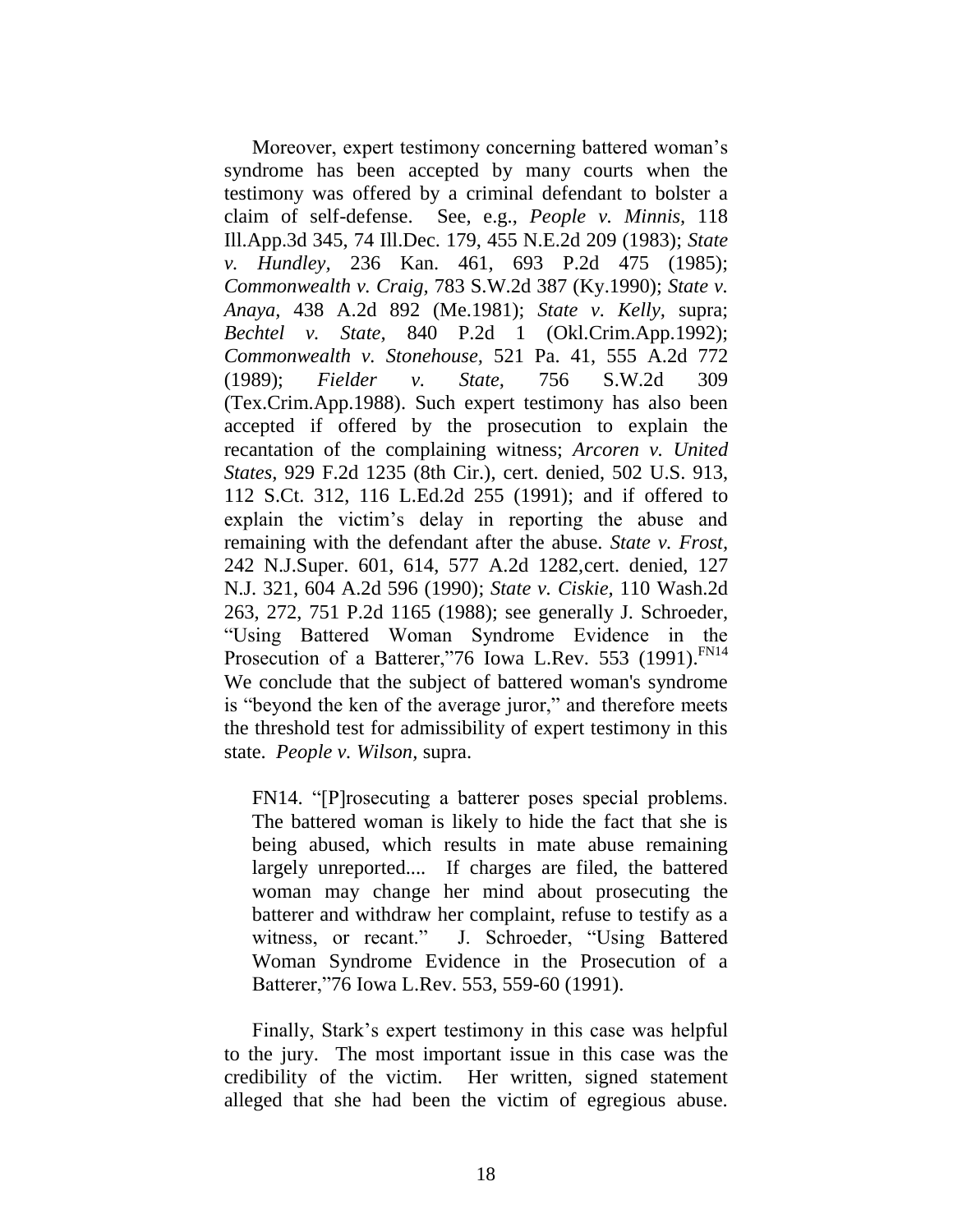Moreover, expert testimony concerning battered woman's syndrome has been accepted by many courts when the testimony was offered by a criminal defendant to bolster a claim of self-defense. See, e.g., *People v. Minnis,* 118 Ill.App.3d 345, 74 Ill.Dec. 179, 455 N.E.2d 209 (1983); *State v. Hundley,* 236 Kan. 461, 693 P.2d 475 (1985); *Commonwealth v. Craig,* 783 S.W.2d 387 (Ky.1990); *State v. Anaya,* 438 A.2d 892 (Me.1981); *State v. Kelly,* supra; *Bechtel v. State,* 840 P.2d 1 (Okl.Crim.App.1992); *Commonwealth v. Stonehouse,* 521 Pa. 41, 555 A.2d 772 (1989); *Fielder v. State,* 756 S.W.2d 309 (Tex.Crim.App.1988). Such expert testimony has also been accepted if offered by the prosecution to explain the recantation of the complaining witness; *Arcoren v. United States,* 929 F.2d 1235 (8th Cir.), cert. denied, 502 U.S. 913, 112 S.Ct. 312, 116 L.Ed.2d 255 (1991); and if offered to explain the victim's delay in reporting the abuse and remaining with the defendant after the abuse. *State v. Frost,* 242 N.J.Super. 601, 614, 577 A.2d 1282,cert. denied, 127 N.J. 321, 604 A.2d 596 (1990); *State v. Ciskie,* 110 Wash.2d 263, 272, 751 P.2d 1165 (1988); see generally J. Schroeder, "Using Battered Woman Syndrome Evidence in the Prosecution of a Batterer,"76 Iowa L.Rev. 553 (1991).[FN14] We conclude that the subject of battered woman's syndrome is "beyond the ken of the average juror," and therefore meets the threshold test for admissibility of expert testimony in this state. *People v. Wilson,* supra.

> FN14. "[P]rosecuting a batterer poses special problems. The battered woman is likely to hide the fact that she is being abused, which results in mate abuse remaining largely unreported.... If charges are filed, the battered woman may change her mind about prosecuting the batterer and withdraw her complaint, refuse to testify as a witness, or recant." J. Schroeder, "Using Battered Woman Syndrome Evidence in the Prosecution of a Batterer,"76 Iowa L.Rev. 553, 559-60 (1991).

Finally, Stark's expert testimony in this case was helpful to the jury. The most important issue in this case was the credibility of the victim. Her written, signed statement alleged that she had been the victim of egregious abuse.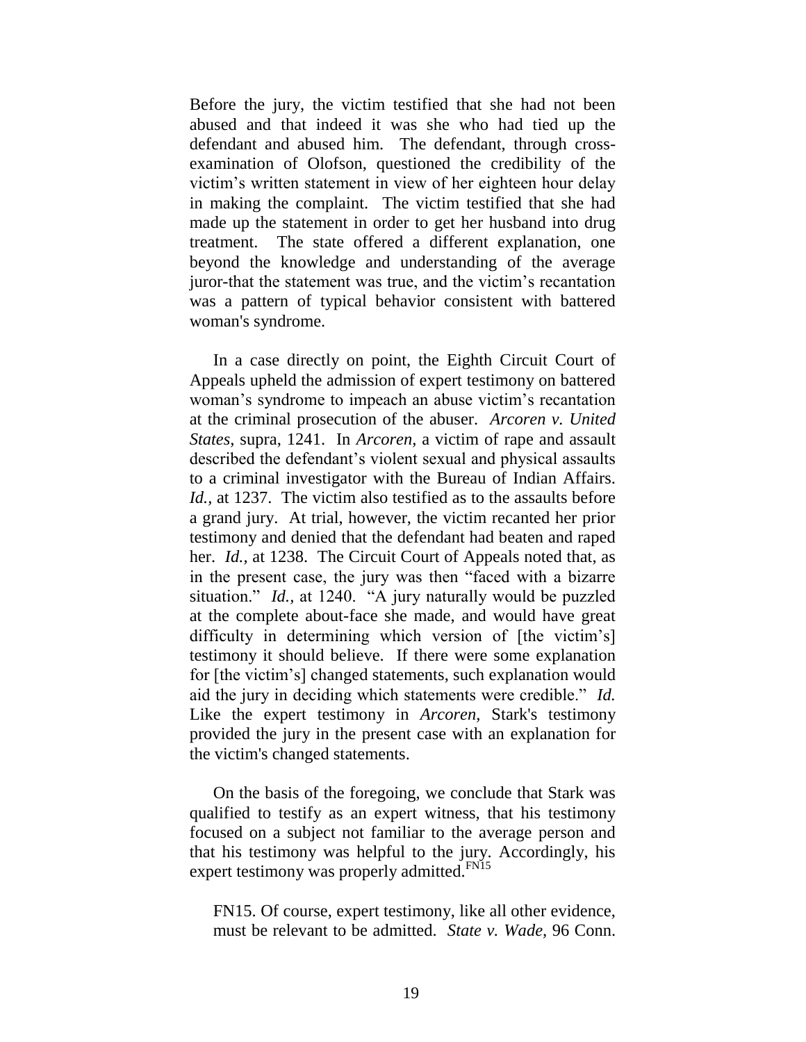Before the jury, the victim testified that she had not been abused and that indeed it was she who had tied up the defendant and abused him. The defendant, through cross-examination of Olofson, questioned the credibility of the victim's written statement in view of her eighteen hour delay in making the complaint. The victim testified that she had made up the statement in order to get her husband into drug treatment. The state offered a different explanation, one beyond the knowledge and understanding of the average juror-that the statement was true, and the victim's recantation was a pattern of typical behavior consistent with battered woman's syndrome.

In a case directly on point, the Eighth Circuit Court of Appeals upheld the admission of expert testimony on battered woman's syndrome to impeach an abuse victim's recantation at the criminal prosecution of the abuser. *Arcoren v. United States*, supra, 1241. In *Arcoren,* a victim of rape and assault described the defendant's violent sexual and physical assaults to a criminal investigator with the Bureau of Indian Affairs. *Id.*, at 1237. The victim also testified as to the assaults before a grand jury. At trial, however, the victim recanted her prior testimony and denied that the defendant had beaten and raped her. *Id.*, at 1238. The Circuit Court of Appeals noted that, as in the present case, the jury was then "faced with a bizarre situation." *Id.,* at 1240. "A jury naturally would be puzzled at the complete about-face she made, and would have great difficulty in determining which version of [the victim's] testimony it should believe. If there were some explanation for [the victim's] changed statements, such explanation would aid the jury in deciding which statements were credible." *Id.* Like the expert testimony in *Arcoren,* Stark's testimony provided the jury in the present case with an explanation for the victim's changed statements.

On the basis of the foregoing, we conclude that Stark was qualified to testify as an expert witness, that his testimony focused on a subject not familiar to the average person and that his testimony was helpful to the jury. Accordingly, his expert testimony was properly admitted.[FN15]

FN15. Of course, expert testimony, like all other evidence, must be relevant to be admitted. *State v. Wade,* 96 Conn.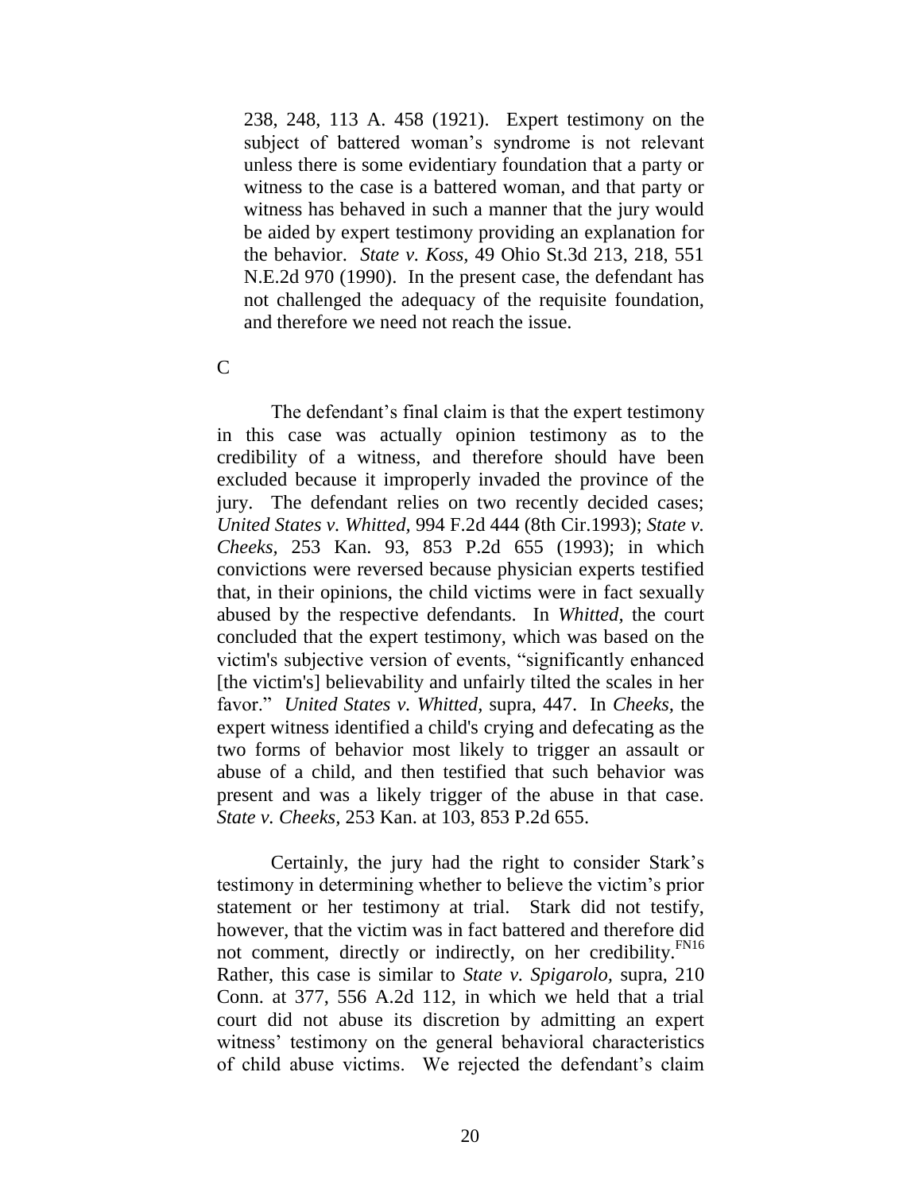238, 248, 113 A. 458 (1921). Expert testimony on the subject of battered woman's syndrome is not relevant unless there is some evidentiary foundation that a party or witness to the case is a battered woman, and that party or witness has behaved in such a manner that the jury would be aided by expert testimony providing an explanation for the behavior. *State v. Koss,* 49 Ohio St.3d 213, 218, 551 N.E.2d 970 (1990). In the present case, the defendant has not challenged the adequacy of the requisite foundation, and therefore we need not reach the issue.

C

The defendant's final claim is that the expert testimony in this case was actually opinion testimony as to the credibility of a witness, and therefore should have been excluded because it improperly invaded the province of the jury. The defendant relies on two recently decided cases; *United States v. Whitted,* 994 F.2d 444 (8th Cir.1993); *State v. Cheeks,* 253 Kan. 93, 853 P.2d 655 (1993); in which convictions were reversed because physician experts testified that, in their opinions, the child victims were in fact sexually abused by the respective defendants. In *Whitted,* the court concluded that the expert testimony, which was based on the victim's subjective version of events, "significantly enhanced [the victim's] believability and unfairly tilted the scales in her favor." *United States v. Whitted,* supra, 447. In *Cheeks,* the expert witness identified a child's crying and defecating as the two forms of behavior most likely to trigger an assault or abuse of a child, and then testified that such behavior was present and was a likely trigger of the abuse in that case. *State v. Cheeks,* 253 Kan. at 103, 853 P.2d 655.

Certainly, the jury had the right to consider Stark's testimony in determining whether to believe the victim's prior statement or her testimony at trial. Stark did not testify, however, that the victim was in fact battered and therefore did not comment, directly or indirectly, on her credibility.[FN16] Rather, this case is similar to *State v. Spigarolo,* supra, 210 Conn. at 377, 556 A.2d 112, in which we held that a trial court did not abuse its discretion by admitting an expert witness' testimony on the general behavioral characteristics of child abuse victims. We rejected the defendant's claim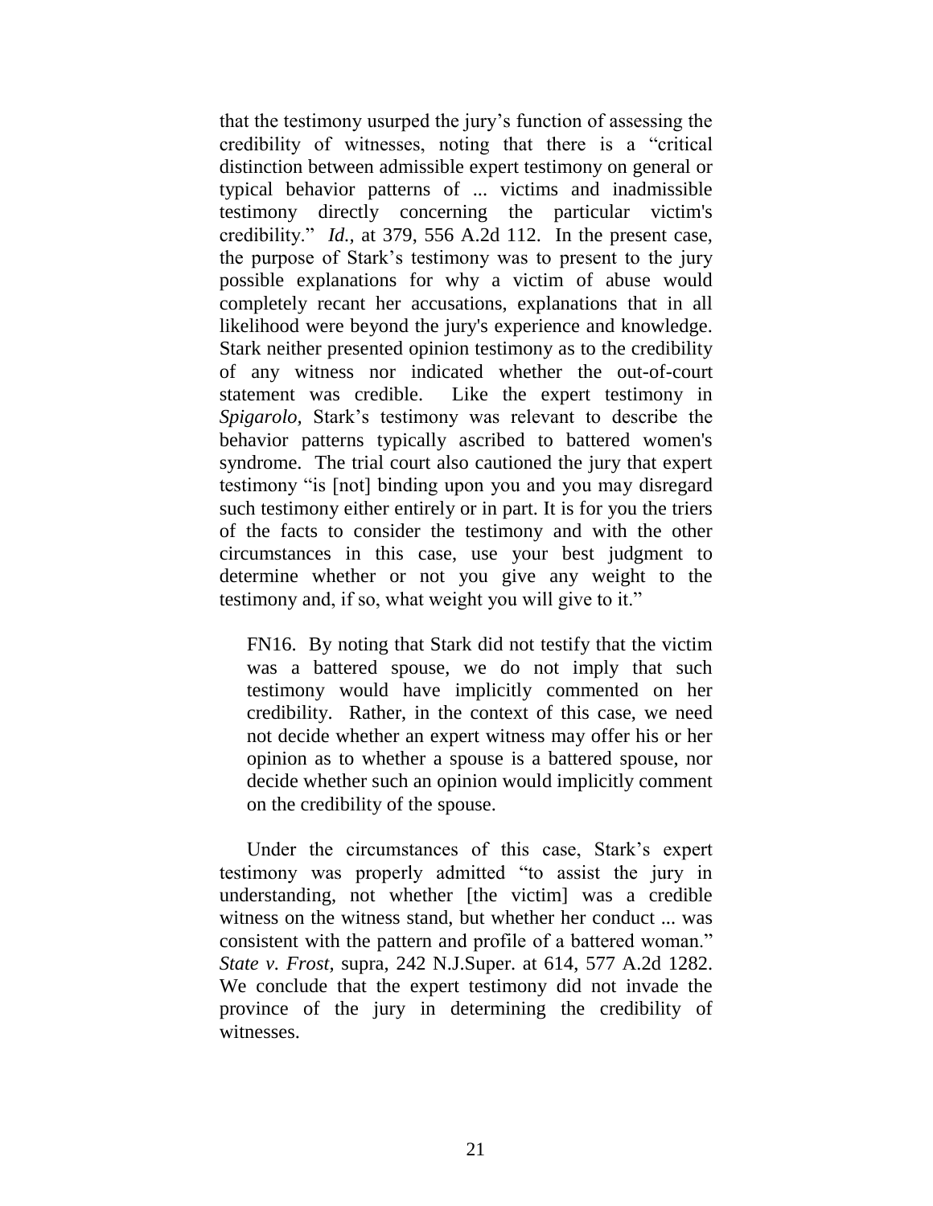that the testimony usurped the jury's function of assessing the credibility of witnesses, noting that there is a "critical distinction between admissible expert testimony on general or typical behavior patterns of ... victims and inadmissible testimony directly concerning the particular victim's credibility." *Id.*, at 379, 556 A.2d 112. In the present case, the purpose of Stark's testimony was to present to the jury possible explanations for why a victim of abuse would completely recant her accusations, explanations that in all likelihood were beyond the jury's experience and knowledge. Stark neither presented opinion testimony as to the credibility of any witness nor indicated whether the out-of-court statement was credible. Like the expert testimony in *Spigarolo,* Stark's testimony was relevant to describe the behavior patterns typically ascribed to battered women's syndrome. The trial court also cautioned the jury that expert testimony "is [not] binding upon you and you may disregard such testimony either entirely or in part. It is for you the triers of the facts to consider the testimony and with the other circumstances in this case, use your best judgment to determine whether or not you give any weight to the testimony and, if so, what weight you will give to it."

> FN16. By noting that Stark did not testify that the victim was a battered spouse, we do not imply that such testimony would have implicitly commented on her credibility. Rather, in the context of this case, we need not decide whether an expert witness may offer his or her opinion as to whether a spouse is a battered spouse, nor decide whether such an opinion would implicitly comment on the credibility of the spouse.

Under the circumstances of this case, Stark's expert testimony was properly admitted "to assist the jury in understanding, not whether [the victim] was a credible witness on the witness stand, but whether her conduct ... was consistent with the pattern and profile of a battered woman." *State v. Frost,* supra, 242 N.J.Super. at 614, 577 A.2d 1282. We conclude that the expert testimony did not invade the province of the jury in determining the credibility of witnesses.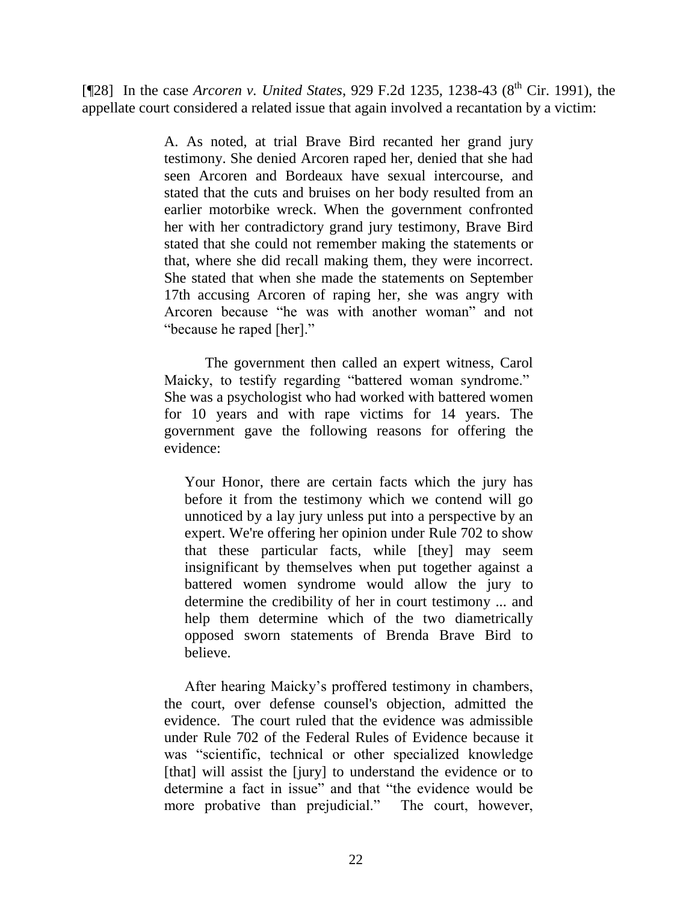[¶28] In the case *Arcoren v. United States*, 929 F.2d 1235, 1238-43 (8th Cir. 1991), the appellate court considered a related issue that again involved a recantation by a victim:

> A. As noted, at trial Brave Bird recanted her grand jury testimony. She denied Arcoren raped her, denied that she had seen Arcoren and Bordeaux have sexual intercourse, and stated that the cuts and bruises on her body resulted from an earlier motorbike wreck. When the government confronted her with her contradictory grand jury testimony, Brave Bird stated that she could not remember making the statements or that, where she did recall making them, they were incorrect. She stated that when she made the statements on September 17th accusing Arcoren of raping her, she was angry with Arcoren because "he was with another woman" and not "because he raped [her]."
>
> The government then called an expert witness, Carol Maicky, to testify regarding "battered woman syndrome." She was a psychologist who had worked with battered women for 10 years and with rape victims for 14 years. The government gave the following reasons for offering the evidence:
>
>> Your Honor, there are certain facts which the jury has before it from the testimony which we contend will go unnoticed by a lay jury unless put into a perspective by an expert. We're offering her opinion under Rule 702 to show that these particular facts, while [they] may seem insignificant by themselves when put together against a battered women syndrome would allow the jury to determine the credibility of her in court testimony ... and help them determine which of the two diametrically opposed sworn statements of Brenda Brave Bird to believe.
>
> After hearing Maicky's proffered testimony in chambers, the court, over defense counsel's objection, admitted the evidence. The court ruled that the evidence was admissible under Rule 702 of the Federal Rules of Evidence because it was "scientific, technical or other specialized knowledge [that] will assist the [jury] to understand the evidence or to determine a fact in issue" and that "the evidence would be more probative than prejudicial." The court, however,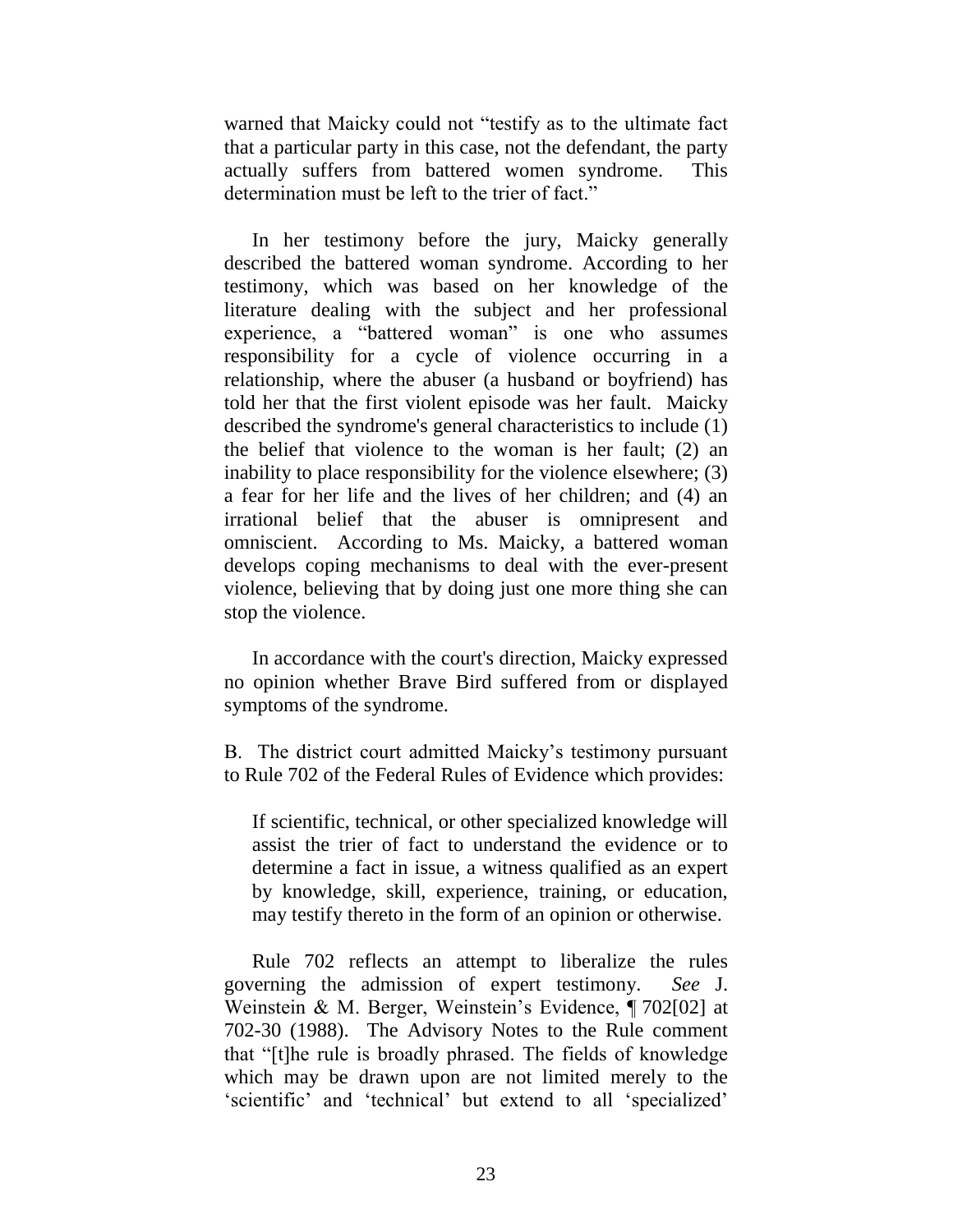warned that Maicky could not "testify as to the ultimate fact that a particular party in this case, not the defendant, the party actually suffers from battered women syndrome. This determination must be left to the trier of fact."

In her testimony before the jury, Maicky generally described the battered woman syndrome. According to her testimony, which was based on her knowledge of the literature dealing with the subject and her professional experience, a "battered woman" is one who assumes responsibility for a cycle of violence occurring in a relationship, where the abuser (a husband or boyfriend) has told her that the first violent episode was her fault. Maicky described the syndrome's general characteristics to include (1) the belief that violence to the woman is her fault; (2) an inability to place responsibility for the violence elsewhere; (3) a fear for her life and the lives of her children; and (4) an irrational belief that the abuser is omnipresent and omniscient. According to Ms. Maicky, a battered woman develops coping mechanisms to deal with the ever-present violence, believing that by doing just one more thing she can stop the violence.

In accordance with the court's direction, Maicky expressed no opinion whether Brave Bird suffered from or displayed symptoms of the syndrome.

B. The district court admitted Maicky's testimony pursuant to Rule 702 of the Federal Rules of Evidence which provides:

> If scientific, technical, or other specialized knowledge will assist the trier of fact to understand the evidence or to determine a fact in issue, a witness qualified as an expert by knowledge, skill, experience, training, or education, may testify thereto in the form of an opinion or otherwise.

Rule 702 reflects an attempt to liberalize the rules governing the admission of expert testimony. *See* J. Weinstein & M. Berger, Weinstein's Evidence, ¶ 702[02] at 702-30 (1988). The Advisory Notes to the Rule comment that "[t]he rule is broadly phrased. The fields of knowledge which may be drawn upon are not limited merely to the 'scientific' and 'technical' but extend to all 'specialized'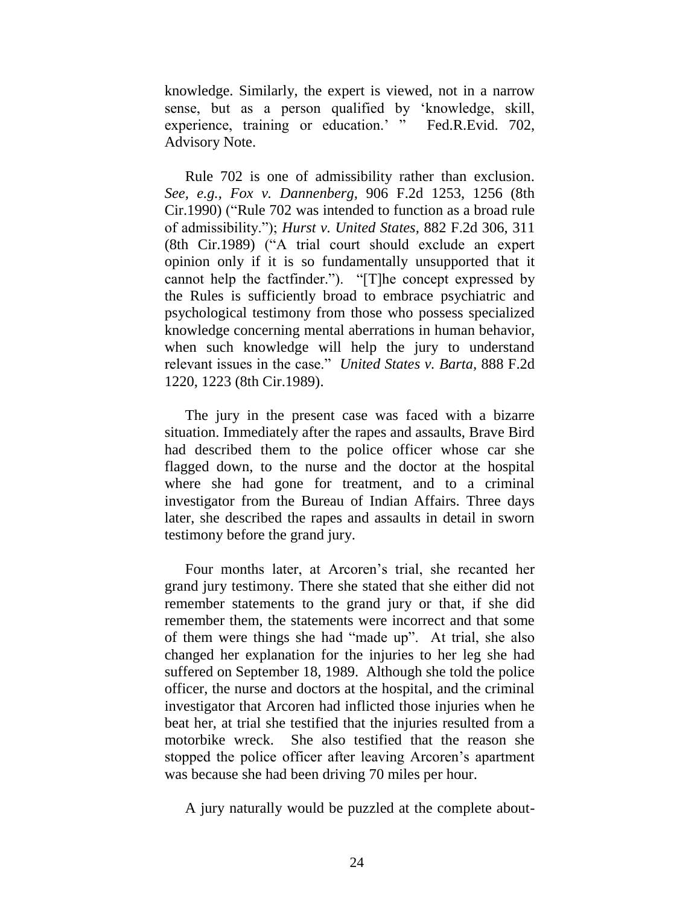knowledge. Similarly, the expert is viewed, not in a narrow sense, but as a person qualified by 'knowledge, skill, experience, training or education.' " Fed.R.Evid. 702, Advisory Note.

Rule 702 is one of admissibility rather than exclusion. *See, e.g., Fox v. Dannenberg,* 906 F.2d 1253, 1256 (8th Cir.1990) ("Rule 702 was intended to function as a broad rule of admissibility."); *Hurst v. United States,* 882 F.2d 306, 311 (8th Cir.1989) ("A trial court should exclude an expert opinion only if it is so fundamentally unsupported that it cannot help the factfinder."). "[T]he concept expressed by the Rules is sufficiently broad to embrace psychiatric and psychological testimony from those who possess specialized knowledge concerning mental aberrations in human behavior, when such knowledge will help the jury to understand relevant issues in the case." *United States v. Barta,* 888 F.2d 1220, 1223 (8th Cir.1989).

The jury in the present case was faced with a bizarre situation. Immediately after the rapes and assaults, Brave Bird had described them to the police officer whose car she flagged down, to the nurse and the doctor at the hospital where she had gone for treatment, and to a criminal investigator from the Bureau of Indian Affairs. Three days later, she described the rapes and assaults in detail in sworn testimony before the grand jury.

Four months later, at Arcoren's trial, she recanted her grand jury testimony. There she stated that she either did not remember statements to the grand jury or that, if she did remember them, the statements were incorrect and that some of them were things she had "made up". At trial, she also changed her explanation for the injuries to her leg she had suffered on September 18, 1989. Although she told the police officer, the nurse and doctors at the hospital, and the criminal investigator that Arcoren had inflicted those injuries when he beat her, at trial she testified that the injuries resulted from a motorbike wreck. She also testified that the reason she stopped the police officer after leaving Arcoren's apartment was because she had been driving 70 miles per hour.

A jury naturally would be puzzled at the complete about-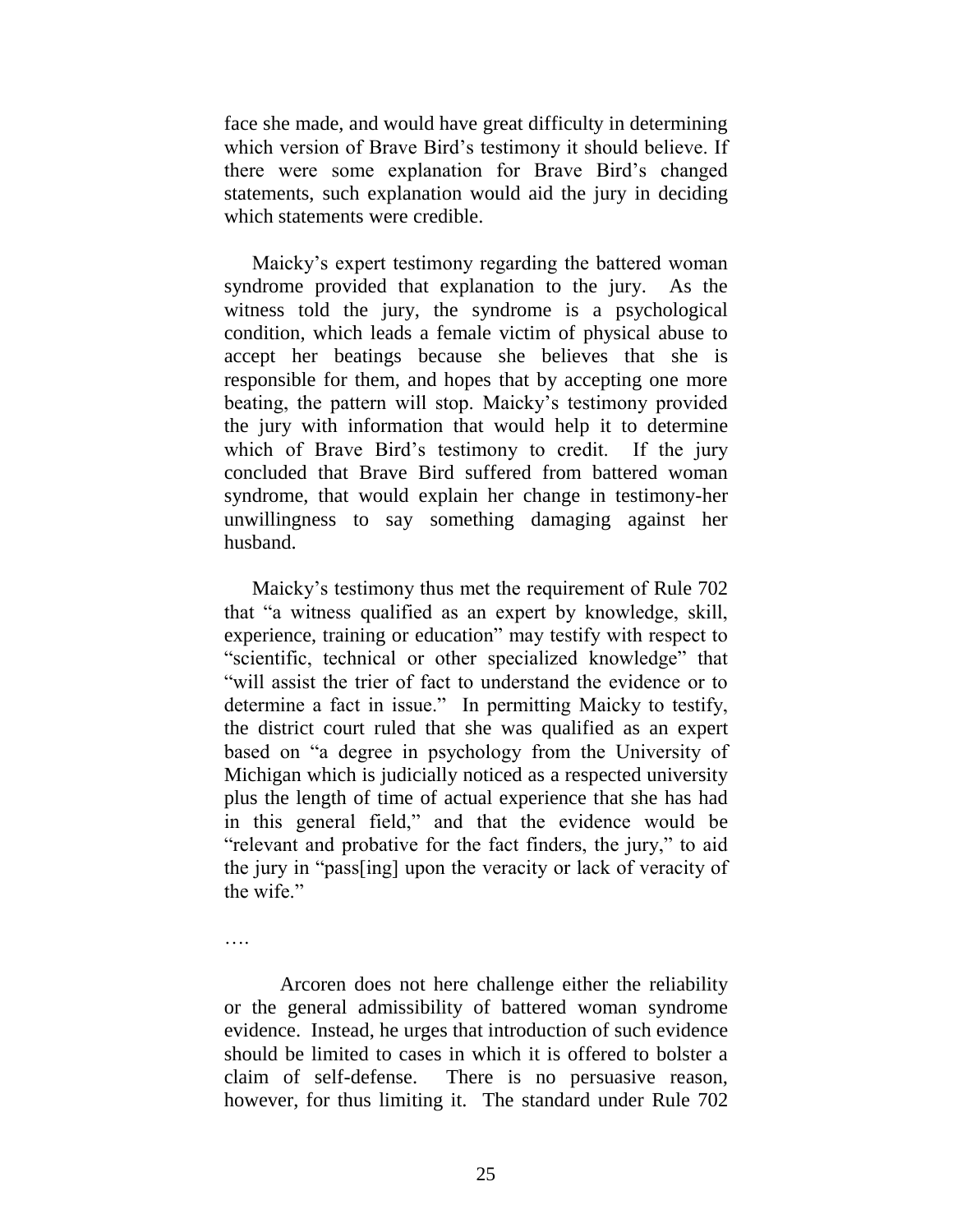face she made, and would have great difficulty in determining which version of Brave Bird's testimony it should believe. If there were some explanation for Brave Bird's changed statements, such explanation would aid the jury in deciding which statements were credible.

Maicky's expert testimony regarding the battered woman syndrome provided that explanation to the jury. As the witness told the jury, the syndrome is a psychological condition, which leads a female victim of physical abuse to accept her beatings because she believes that she is responsible for them, and hopes that by accepting one more beating, the pattern will stop. Maicky's testimony provided the jury with information that would help it to determine which of Brave Bird's testimony to credit. If the jury concluded that Brave Bird suffered from battered woman syndrome, that would explain her change in testimony-her unwillingness to say something damaging against her husband.

Maicky's testimony thus met the requirement of Rule 702 that "a witness qualified as an expert by knowledge, skill, experience, training or education" may testify with respect to "scientific, technical or other specialized knowledge" that "will assist the trier of fact to understand the evidence or to determine a fact in issue." In permitting Maicky to testify, the district court ruled that she was qualified as an expert based on "a degree in psychology from the University of Michigan which is judicially noticed as a respected university plus the length of time of actual experience that she has had in this general field," and that the evidence would be "relevant and probative for the fact finders, the jury," to aid the jury in "pass[ing] upon the veracity or lack of veracity of the wife."

….

Arcoren does not here challenge either the reliability or the general admissibility of battered woman syndrome evidence. Instead, he urges that introduction of such evidence should be limited to cases in which it is offered to bolster a claim of self-defense. There is no persuasive reason, however, for thus limiting it. The standard under Rule 702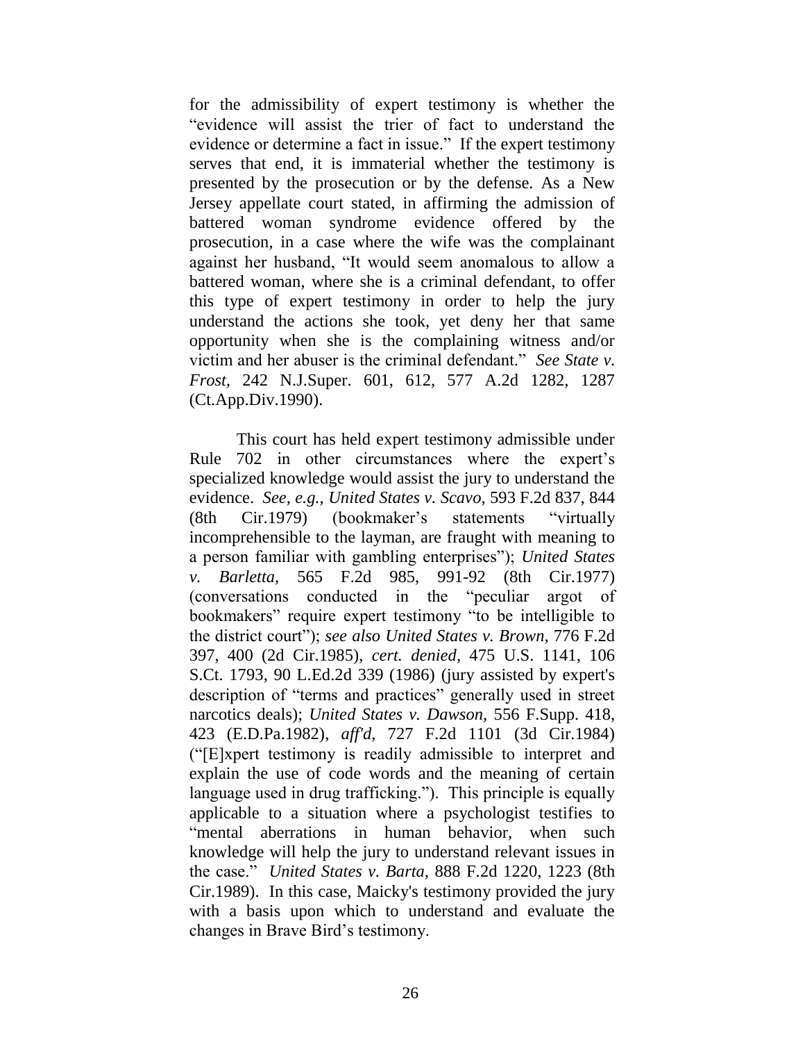for the admissibility of expert testimony is whether the "evidence will assist the trier of fact to understand the evidence or determine a fact in issue." If the expert testimony serves that end, it is immaterial whether the testimony is presented by the prosecution or by the defense. As a New Jersey appellate court stated, in affirming the admission of battered woman syndrome evidence offered by the prosecution, in a case where the wife was the complainant against her husband, "It would seem anomalous to allow a battered woman, where she is a criminal defendant, to offer this type of expert testimony in order to help the jury understand the actions she took, yet deny her that same opportunity when she is the complaining witness and/or victim and her abuser is the criminal defendant." *See State v. Frost,* 242 N.J.Super. 601, 612, 577 A.2d 1282, 1287 (Ct.App.Div.1990).

This court has held expert testimony admissible under Rule 702 in other circumstances where the expert's specialized knowledge would assist the jury to understand the evidence. *See, e.g., United States v. Scavo,* 593 F.2d 837, 844 (8th Cir.1979) (bookmaker's statements "virtually incomprehensible to the layman, are fraught with meaning to a person familiar with gambling enterprises"); *United States v. Barletta,* 565 F.2d 985, 991-92 (8th Cir.1977) (conversations conducted in the "peculiar argot of bookmakers" require expert testimony "to be intelligible to the district court"); *see also United States v. Brown,* 776 F.2d 397, 400 (2d Cir.1985), *cert. denied,* 475 U.S. 1141, 106 S.Ct. 1793, 90 L.Ed.2d 339 (1986) (jury assisted by expert's description of "terms and practices" generally used in street narcotics deals); *United States v. Dawson,* 556 F.Supp. 418, 423 (E.D.Pa.1982), *aff'd,* 727 F.2d 1101 (3d Cir.1984) ("[E]xpert testimony is readily admissible to interpret and explain the use of code words and the meaning of certain language used in drug trafficking."). This principle is equally applicable to a situation where a psychologist testifies to "mental aberrations in human behavior, when such knowledge will help the jury to understand relevant issues in the case." *United States v. Barta,* 888 F.2d 1220, 1223 (8th Cir.1989). In this case, Maicky's testimony provided the jury with a basis upon which to understand and evaluate the changes in Brave Bird's testimony.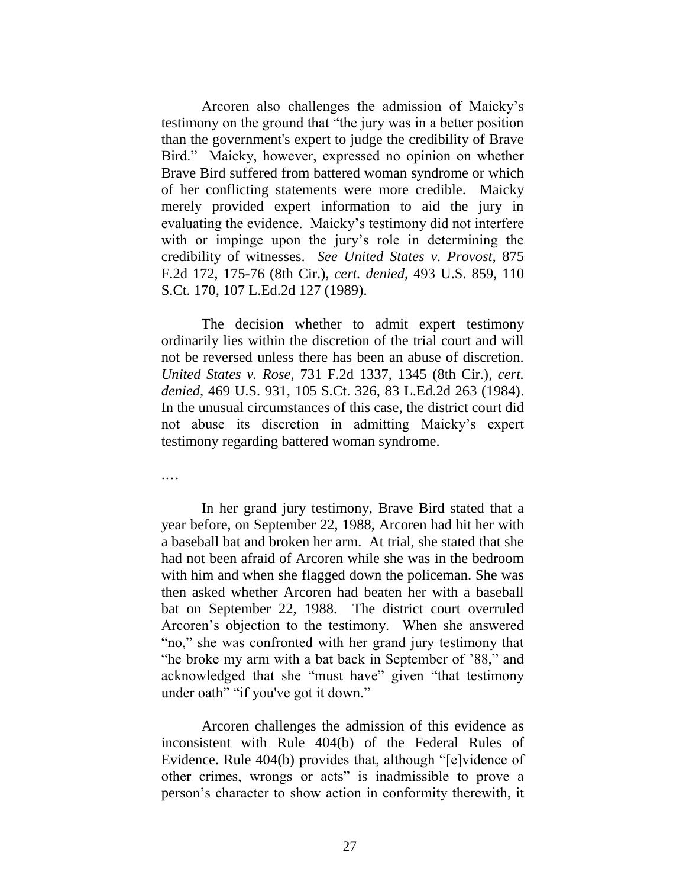Arcoren also challenges the admission of Maicky's testimony on the ground that "the jury was in a better position than the government's expert to judge the credibility of Brave Bird." Maicky, however, expressed no opinion on whether Brave Bird suffered from battered woman syndrome or which of her conflicting statements were more credible. Maicky merely provided expert information to aid the jury in evaluating the evidence. Maicky's testimony did not interfere with or impinge upon the jury's role in determining the credibility of witnesses. *See United States v. Provost,* 875 F.2d 172, 175-76 (8th Cir.), *cert. denied,* 493 U.S. 859, 110 S.Ct. 170, 107 L.Ed.2d 127 (1989).

The decision whether to admit expert testimony ordinarily lies within the discretion of the trial court and will not be reversed unless there has been an abuse of discretion. *United States v. Rose,* 731 F.2d 1337, 1345 (8th Cir.), *cert. denied,* 469 U.S. 931, 105 S.Ct. 326, 83 L.Ed.2d 263 (1984). In the unusual circumstances of this case, the district court did not abuse its discretion in admitting Maicky's expert testimony regarding battered woman syndrome.

. . . .

In her grand jury testimony, Brave Bird stated that a year before, on September 22, 1988, Arcoren had hit her with a baseball bat and broken her arm. At trial, she stated that she had not been afraid of Arcoren while she was in the bedroom with him and when she flagged down the policeman. She was then asked whether Arcoren had beaten her with a baseball bat on September 22, 1988. The district court overruled Arcoren's objection to the testimony. When she answered "no," she was confronted with her grand jury testimony that "he broke my arm with a bat back in September of '88," and acknowledged that she "must have" given "that testimony under oath" "if you've got it down."

Arcoren challenges the admission of this evidence as inconsistent with Rule 404(b) of the Federal Rules of Evidence. Rule 404(b) provides that, although "[e]vidence of other crimes, wrongs or acts" is inadmissible to prove a person's character to show action in conformity therewith, it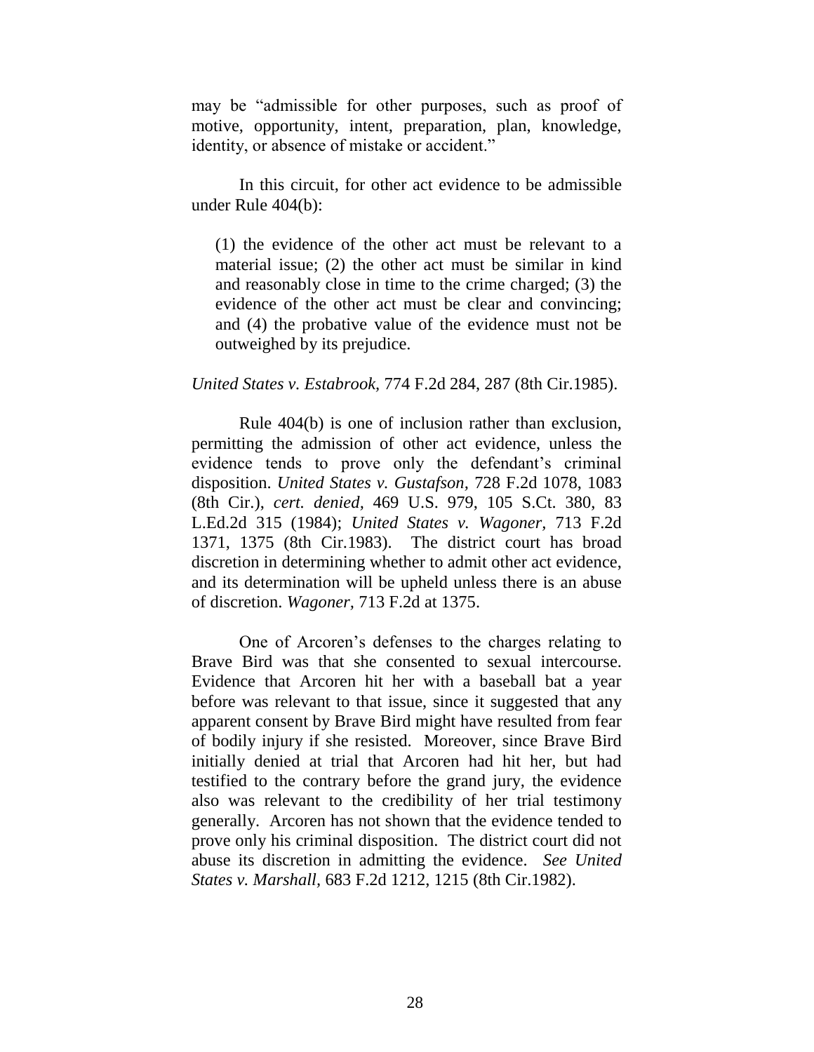may be "admissible for other purposes, such as proof of motive, opportunity, intent, preparation, plan, knowledge, identity, or absence of mistake or accident."

In this circuit, for other act evidence to be admissible under Rule 404(b):

> (1) the evidence of the other act must be relevant to a material issue; (2) the other act must be similar in kind and reasonably close in time to the crime charged; (3) the evidence of the other act must be clear and convincing; and (4) the probative value of the evidence must not be outweighed by its prejudice.

*United States v. Estabrook*, 774 F.2d 284, 287 (8th Cir.1985).

Rule 404(b) is one of inclusion rather than exclusion, permitting the admission of other act evidence, unless the evidence tends to prove only the defendant's criminal disposition. *United States v. Gustafson*, 728 F.2d 1078, 1083 (8th Cir.), *cert. denied*, 469 U.S. 979, 105 S.Ct. 380, 83 L.Ed.2d 315 (1984); *United States v. Wagoner*, 713 F.2d 1371, 1375 (8th Cir.1983). The district court has broad discretion in determining whether to admit other act evidence, and its determination will be upheld unless there is an abuse of discretion. *Wagoner*, 713 F.2d at 1375.

One of Arcoren's defenses to the charges relating to Brave Bird was that she consented to sexual intercourse. Evidence that Arcoren hit her with a baseball bat a year before was relevant to that issue, since it suggested that any apparent consent by Brave Bird might have resulted from fear of bodily injury if she resisted. Moreover, since Brave Bird initially denied at trial that Arcoren had hit her, but had testified to the contrary before the grand jury, the evidence also was relevant to the credibility of her trial testimony generally. Arcoren has not shown that the evidence tended to prove only his criminal disposition. The district court did not abuse its discretion in admitting the evidence. *See United States v. Marshall*, 683 F.2d 1212, 1215 (8th Cir.1982).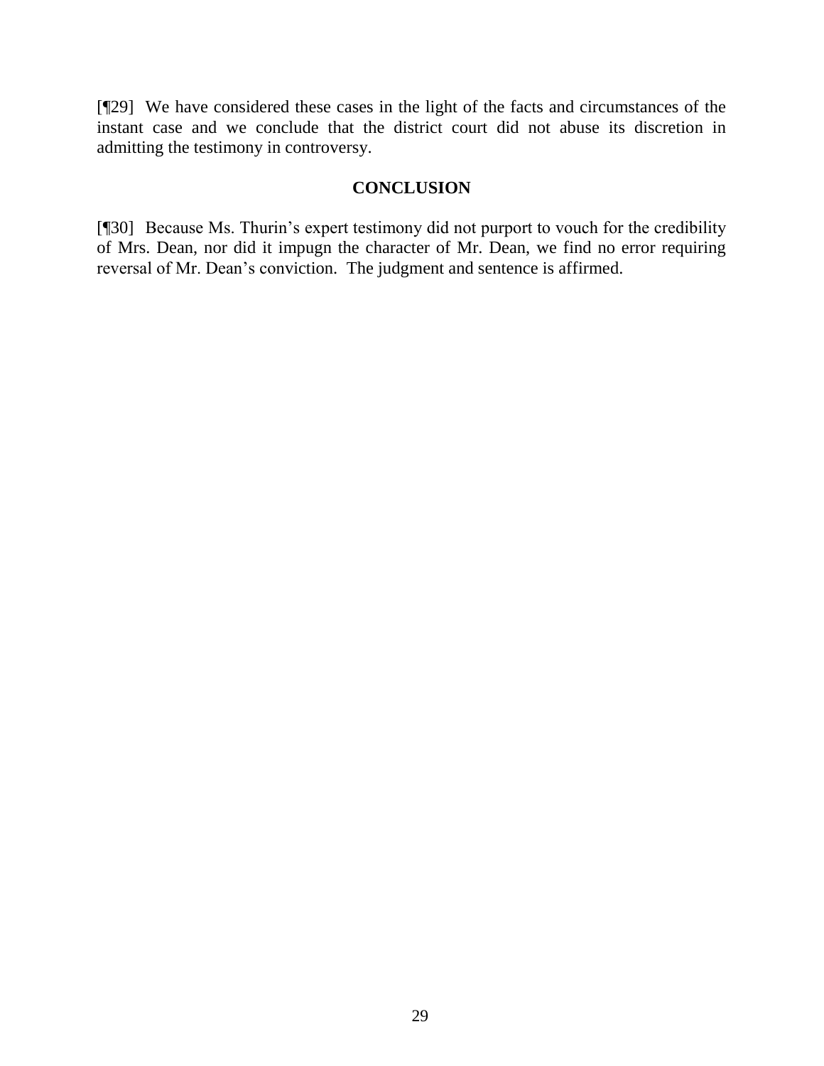[¶29] We have considered these cases in the light of the facts and circumstances of the instant case and we conclude that the district court did not abuse its discretion in admitting the testimony in controversy.

## CONCLUSION

[¶30] Because Ms. Thurin's expert testimony did not purport to vouch for the credibility of Mrs. Dean, nor did it impugn the character of Mr. Dean, we find no error requiring reversal of Mr. Dean's conviction. The judgment and sentence is affirmed.